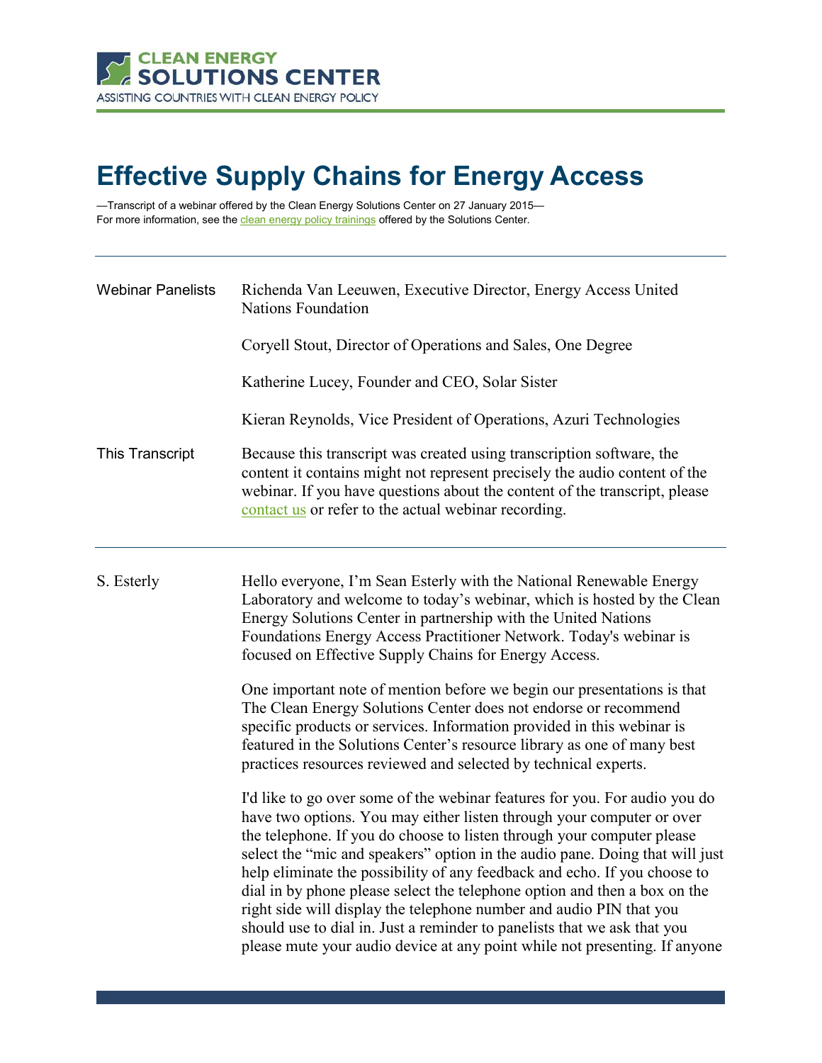CLEAN ENERGY SOLUTIONS CENTER
ASSISTING COUNTRIES WITH CLEAN ENERGY POLICY

# Effective Supply Chains for Energy Access

—Transcript of a webinar offered by the Clean Energy Solutions Center on 27 January 2015—
For more information, see the clean energy policy trainings offered by the Solutions Center.

---

| | |
|---|---|
| Webinar Panelists | Richenda Van Leeuwen, Executive Director, Energy Access United Nations Foundation |
| | Coryell Stout, Director of Operations and Sales, One Degree |
| | Katherine Lucey, Founder and CEO, Solar Sister |
| | Kieran Reynolds, Vice President of Operations, Azuri Technologies |
| This Transcript | Because this transcript was created using transcription software, the content it contains might not represent precisely the audio content of the webinar. If you have questions about the content of the transcript, please contact us or refer to the actual webinar recording. |

---

**S. Esterly**

Hello everyone, I'm Sean Esterly with the National Renewable Energy Laboratory and welcome to today's webinar, which is hosted by the Clean Energy Solutions Center in partnership with the United Nations Foundations Energy Access Practitioner Network. Today's webinar is focused on Effective Supply Chains for Energy Access.

One important note of mention before we begin our presentations is that The Clean Energy Solutions Center does not endorse or recommend specific products or services. Information provided in this webinar is featured in the Solutions Center's resource library as one of many best practices resources reviewed and selected by technical experts.

I'd like to go over some of the webinar features for you. For audio you do have two options. You may either listen through your computer or over the telephone. If you do choose to listen through your computer please select the "mic and speakers" option in the audio pane. Doing that will just help eliminate the possibility of any feedback and echo. If you choose to dial in by phone please select the telephone option and then a box on the right side will display the telephone number and audio PIN that you should use to dial in. Just a reminder to panelists that we ask that you please mute your audio device at any point while not presenting. If anyone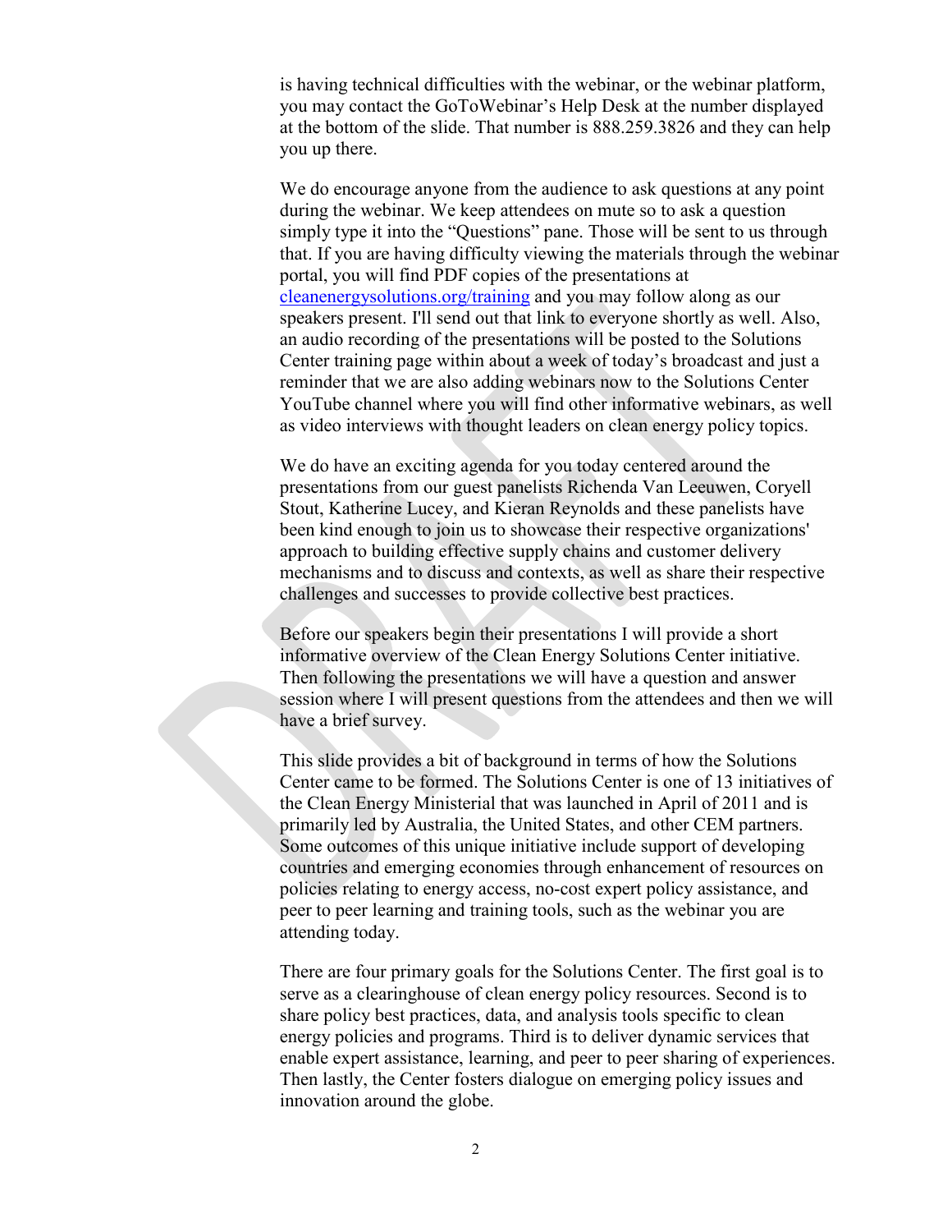is having technical difficulties with the webinar, or the webinar platform, you may contact the GoToWebinar's Help Desk at the number displayed at the bottom of the slide. That number is 888.259.3826 and they can help you up there.

We do encourage anyone from the audience to ask questions at any point during the webinar. We keep attendees on mute so to ask a question simply type it into the "Questions" pane. Those will be sent to us through that. If you are having difficulty viewing the materials through the webinar portal, you will find PDF copies of the presentations at [cleanenergysolutions.org/training](cleanenergysolutions.org/training) and you may follow along as our speakers present. I'll send out that link to everyone shortly as well. Also, an audio recording of the presentations will be posted to the Solutions Center training page within about a week of today's broadcast and just a reminder that we are also adding webinars now to the Solutions Center YouTube channel where you will find other informative webinars, as well as video interviews with thought leaders on clean energy policy topics.

We do have an exciting agenda for you today centered around the presentations from our guest panelists Richenda Van Leeuwen, Coryell Stout, Katherine Lucey, and Kieran Reynolds and these panelists have been kind enough to join us to showcase their respective organizations' approach to building effective supply chains and customer delivery mechanisms and to discuss and contexts, as well as share their respective challenges and successes to provide collective best practices.

Before our speakers begin their presentations I will provide a short informative overview of the Clean Energy Solutions Center initiative. Then following the presentations we will have a question and answer session where I will present questions from the attendees and then we will have a brief survey.

This slide provides a bit of background in terms of how the Solutions Center came to be formed. The Solutions Center is one of 13 initiatives of the Clean Energy Ministerial that was launched in April of 2011 and is primarily led by Australia, the United States, and other CEM partners. Some outcomes of this unique initiative include support of developing countries and emerging economies through enhancement of resources on policies relating to energy access, no-cost expert policy assistance, and peer to peer learning and training tools, such as the webinar you are attending today.

There are four primary goals for the Solutions Center. The first goal is to serve as a clearinghouse of clean energy policy resources. Second is to share policy best practices, data, and analysis tools specific to clean energy policies and programs. Third is to deliver dynamic services that enable expert assistance, learning, and peer to peer sharing of experiences. Then lastly, the Center fosters dialogue on emerging policy issues and innovation around the globe.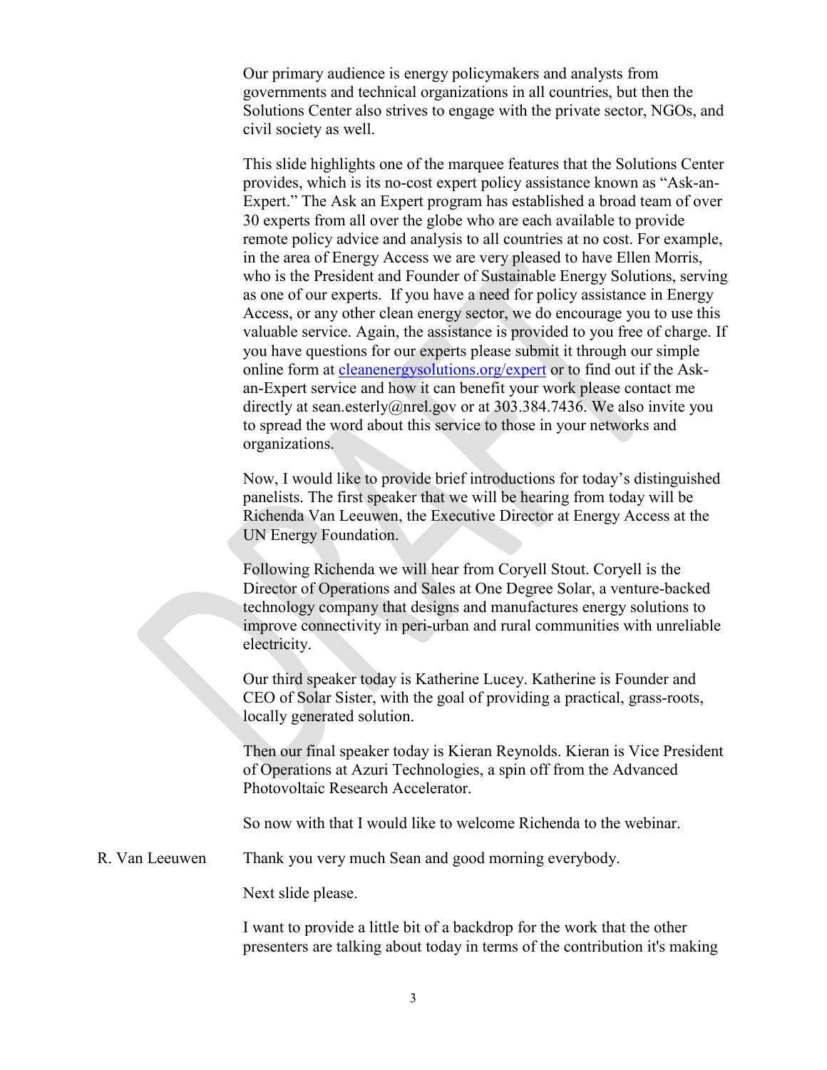Our primary audience is energy policymakers and analysts from governments and technical organizations in all countries, but then the Solutions Center also strives to engage with the private sector, NGOs, and civil society as well.

This slide highlights one of the marquee features that the Solutions Center provides, which is its no-cost expert policy assistance known as "Ask-an-Expert." The Ask an Expert program has established a broad team of over 30 experts from all over the globe who are each available to provide remote policy advice and analysis to all countries at no cost. For example, in the area of Energy Access we are very pleased to have Ellen Morris, who is the President and Founder of Sustainable Energy Solutions, serving as one of our experts. If you have a need for policy assistance in Energy Access, or any other clean energy sector, we do encourage you to use this valuable service. Again, the assistance is provided to you free of charge. If you have questions for our experts please submit it through our simple online form at [cleanenergysolutions.org/expert](cleanenergysolutions.org/expert) or to find out if the Ask-an-Expert service and how it can benefit your work please contact me directly at sean.esterly@nrel.gov or at 303.384.7436. We also invite you to spread the word about this service to those in your networks and organizations.

Now, I would like to provide brief introductions for today's distinguished panelists. The first speaker that we will be hearing from today will be Richenda Van Leeuwen, the Executive Director at Energy Access at the UN Energy Foundation.

Following Richenda we will hear from Coryell Stout. Coryell is the Director of Operations and Sales at One Degree Solar, a venture-backed technology company that designs and manufactures energy solutions to improve connectivity in peri-urban and rural communities with unreliable electricity.

Our third speaker today is Katherine Lucey. Katherine is Founder and CEO of Solar Sister, with the goal of providing a practical, grass-roots, locally generated solution.

Then our final speaker today is Kieran Reynolds. Kieran is Vice President of Operations at Azuri Technologies, a spin off from the Advanced Photovoltaic Research Accelerator.

So now with that I would like to welcome Richenda to the webinar.

R. Van Leeuwen Thank you very much Sean and good morning everybody.

Next slide please.

I want to provide a little bit of a backdrop for the work that the other presenters are talking about today in terms of the contribution it's making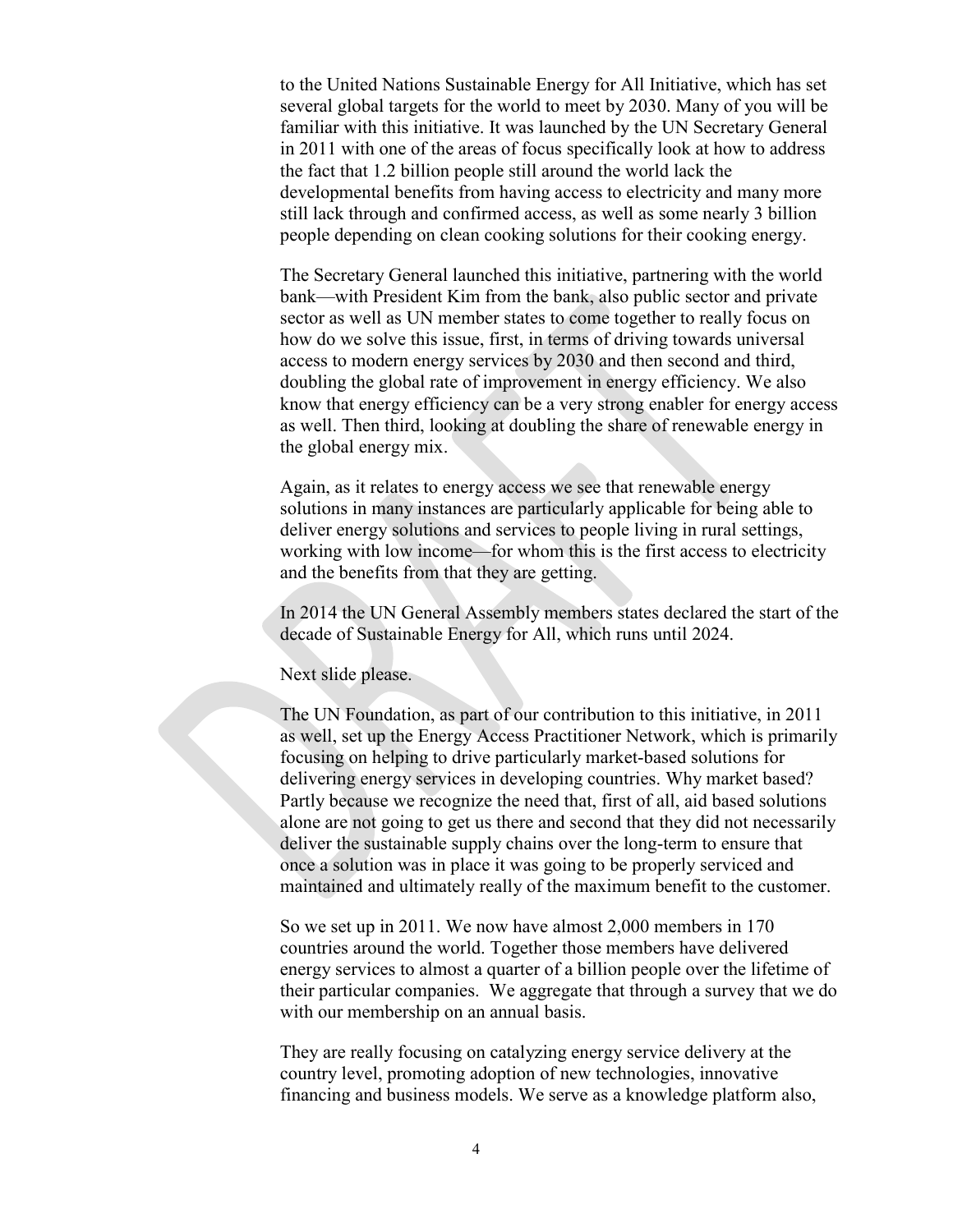to the United Nations Sustainable Energy for All Initiative, which has set several global targets for the world to meet by 2030. Many of you will be familiar with this initiative. It was launched by the UN Secretary General in 2011 with one of the areas of focus specifically look at how to address the fact that 1.2 billion people still around the world lack the developmental benefits from having access to electricity and many more still lack through and confirmed access, as well as some nearly 3 billion people depending on clean cooking solutions for their cooking energy.

The Secretary General launched this initiative, partnering with the world bank—with President Kim from the bank, also public sector and private sector as well as UN member states to come together to really focus on how do we solve this issue, first, in terms of driving towards universal access to modern energy services by 2030 and then second and third, doubling the global rate of improvement in energy efficiency. We also know that energy efficiency can be a very strong enabler for energy access as well. Then third, looking at doubling the share of renewable energy in the global energy mix.

Again, as it relates to energy access we see that renewable energy solutions in many instances are particularly applicable for being able to deliver energy solutions and services to people living in rural settings, working with low income—for whom this is the first access to electricity and the benefits from that they are getting.

In 2014 the UN General Assembly members states declared the start of the decade of Sustainable Energy for All, which runs until 2024.

Next slide please.

The UN Foundation, as part of our contribution to this initiative, in 2011 as well, set up the Energy Access Practitioner Network, which is primarily focusing on helping to drive particularly market-based solutions for delivering energy services in developing countries. Why market based? Partly because we recognize the need that, first of all, aid based solutions alone are not going to get us there and second that they did not necessarily deliver the sustainable supply chains over the long-term to ensure that once a solution was in place it was going to be properly serviced and maintained and ultimately really of the maximum benefit to the customer.

So we set up in 2011. We now have almost 2,000 members in 170 countries around the world. Together those members have delivered energy services to almost a quarter of a billion people over the lifetime of their particular companies. We aggregate that through a survey that we do with our membership on an annual basis.

They are really focusing on catalyzing energy service delivery at the country level, promoting adoption of new technologies, innovative financing and business models. We serve as a knowledge platform also,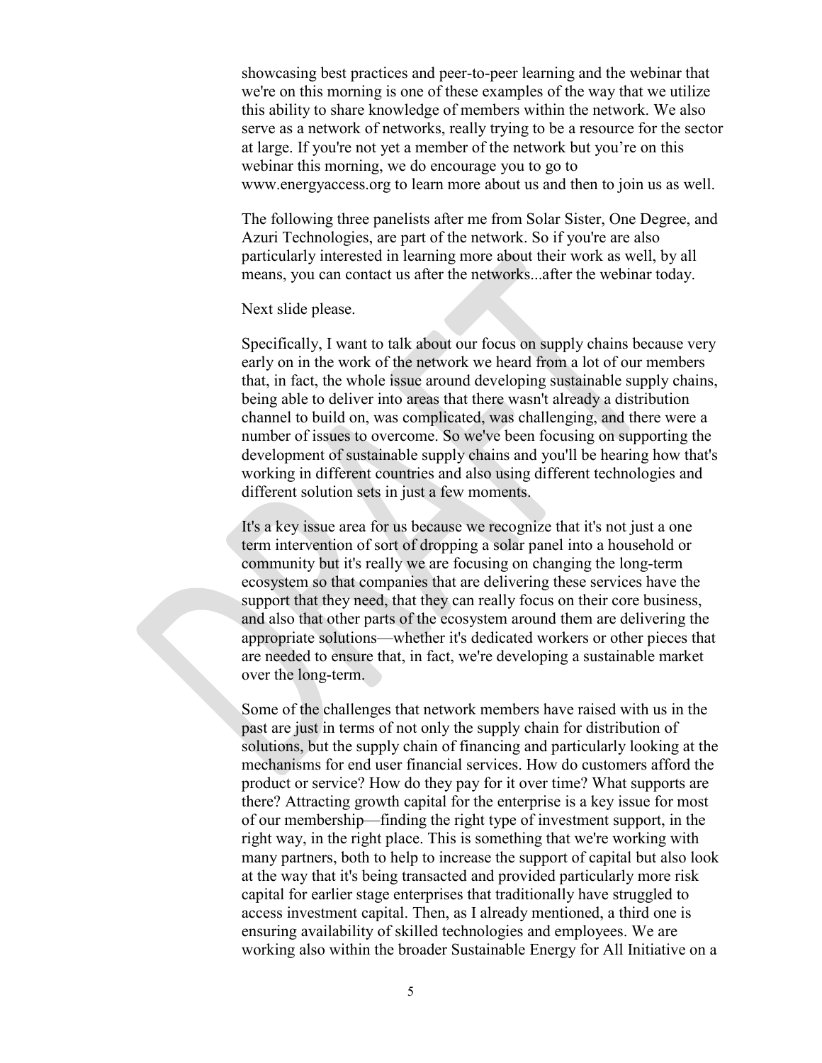showcasing best practices and peer-to-peer learning and the webinar that we're on this morning is one of these examples of the way that we utilize this ability to share knowledge of members within the network. We also serve as a network of networks, really trying to be a resource for the sector at large. If you're not yet a member of the network but you're on this webinar this morning, we do encourage you to go to www.energyaccess.org to learn more about us and then to join us as well.

The following three panelists after me from Solar Sister, One Degree, and Azuri Technologies, are part of the network. So if you're are also particularly interested in learning more about their work as well, by all means, you can contact us after the networks...after the webinar today.

Next slide please.

Specifically, I want to talk about our focus on supply chains because very early on in the work of the network we heard from a lot of our members that, in fact, the whole issue around developing sustainable supply chains, being able to deliver into areas that there wasn't already a distribution channel to build on, was complicated, was challenging, and there were a number of issues to overcome. So we've been focusing on supporting the development of sustainable supply chains and you'll be hearing how that's working in different countries and also using different technologies and different solution sets in just a few moments.

It's a key issue area for us because we recognize that it's not just a one term intervention of sort of dropping a solar panel into a household or community but it's really we are focusing on changing the long-term ecosystem so that companies that are delivering these services have the support that they need, that they can really focus on their core business, and also that other parts of the ecosystem around them are delivering the appropriate solutions—whether it's dedicated workers or other pieces that are needed to ensure that, in fact, we're developing a sustainable market over the long-term.

Some of the challenges that network members have raised with us in the past are just in terms of not only the supply chain for distribution of solutions, but the supply chain of financing and particularly looking at the mechanisms for end user financial services. How do customers afford the product or service? How do they pay for it over time? What supports are there? Attracting growth capital for the enterprise is a key issue for most of our membership—finding the right type of investment support, in the right way, in the right place. This is something that we're working with many partners, both to help to increase the support of capital but also look at the way that it's being transacted and provided particularly more risk capital for earlier stage enterprises that traditionally have struggled to access investment capital. Then, as I already mentioned, a third one is ensuring availability of skilled technologies and employees. We are working also within the broader Sustainable Energy for All Initiative on a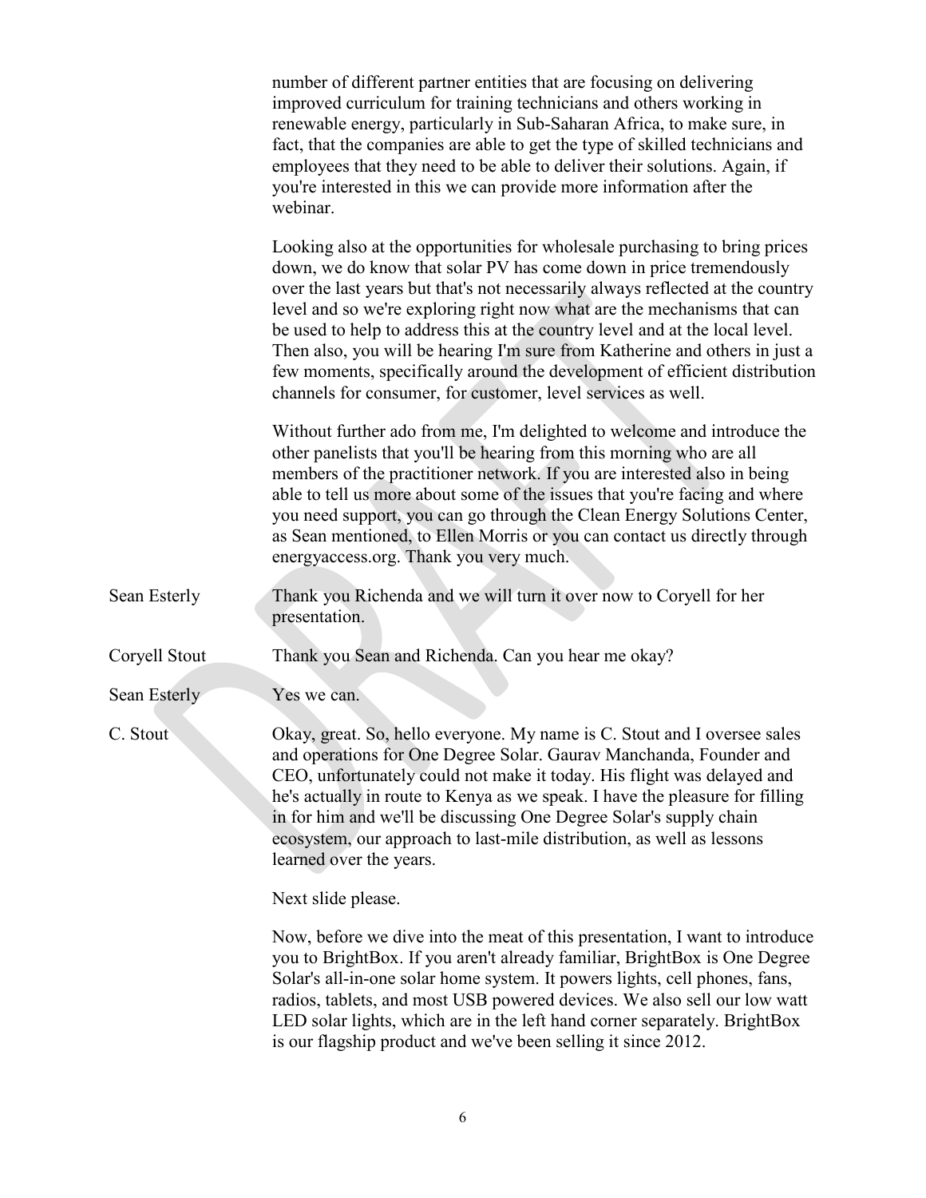number of different partner entities that are focusing on delivering improved curriculum for training technicians and others working in renewable energy, particularly in Sub-Saharan Africa, to make sure, in fact, that the companies are able to get the type of skilled technicians and employees that they need to be able to deliver their solutions. Again, if you're interested in this we can provide more information after the webinar.

Looking also at the opportunities for wholesale purchasing to bring prices down, we do know that solar PV has come down in price tremendously over the last years but that's not necessarily always reflected at the country level and so we're exploring right now what are the mechanisms that can be used to help to address this at the country level and at the local level. Then also, you will be hearing I'm sure from Katherine and others in just a few moments, specifically around the development of efficient distribution channels for consumer, for customer, level services as well.

Without further ado from me, I'm delighted to welcome and introduce the other panelists that you'll be hearing from this morning who are all members of the practitioner network. If you are interested also in being able to tell us more about some of the issues that you're facing and where you need support, you can go through the Clean Energy Solutions Center, as Sean mentioned, to Ellen Morris or you can contact us directly through energyaccess.org. Thank you very much.

**Sean Esterly:** Thank you Richenda and we will turn it over now to Coryell for her presentation.

**Coryell Stout:** Thank you Sean and Richenda. Can you hear me okay?

**Sean Esterly:** Yes we can.

**C. Stout:** Okay, great. So, hello everyone. My name is C. Stout and I oversee sales and operations for One Degree Solar. Gaurav Manchanda, Founder and CEO, unfortunately could not make it today. His flight was delayed and he's actually in route to Kenya as we speak. I have the pleasure for filling in for him and we'll be discussing One Degree Solar's supply chain ecosystem, our approach to last-mile distribution, as well as lessons learned over the years.

Next slide please.

Now, before we dive into the meat of this presentation, I want to introduce you to BrightBox. If you aren't already familiar, BrightBox is One Degree Solar's all-in-one solar home system. It powers lights, cell phones, fans, radios, tablets, and most USB powered devices. We also sell our low watt LED solar lights, which are in the left hand corner separately. BrightBox is our flagship product and we've been selling it since 2012.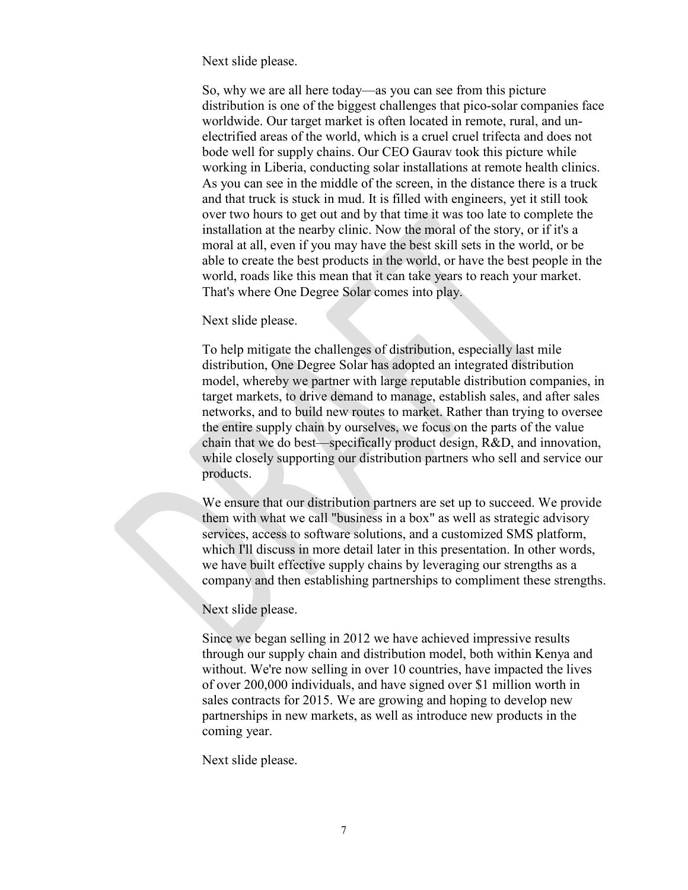Next slide please.

So, why we are all here today—as you can see from this picture distribution is one of the biggest challenges that pico-solar companies face worldwide. Our target market is often located in remote, rural, and un-electrified areas of the world, which is a cruel cruel trifecta and does not bode well for supply chains. Our CEO Gaurav took this picture while working in Liberia, conducting solar installations at remote health clinics. As you can see in the middle of the screen, in the distance there is a truck and that truck is stuck in mud. It is filled with engineers, yet it still took over two hours to get out and by that time it was too late to complete the installation at the nearby clinic. Now the moral of the story, or if it's a moral at all, even if you may have the best skill sets in the world, or be able to create the best products in the world, or have the best people in the world, roads like this mean that it can take years to reach your market. That's where One Degree Solar comes into play.

Next slide please.

To help mitigate the challenges of distribution, especially last mile distribution, One Degree Solar has adopted an integrated distribution model, whereby we partner with large reputable distribution companies, in target markets, to drive demand to manage, establish sales, and after sales networks, and to build new routes to market. Rather than trying to oversee the entire supply chain by ourselves, we focus on the parts of the value chain that we do best—specifically product design, R&D, and innovation, while closely supporting our distribution partners who sell and service our products.

We ensure that our distribution partners are set up to succeed. We provide them with what we call "business in a box" as well as strategic advisory services, access to software solutions, and a customized SMS platform, which I'll discuss in more detail later in this presentation. In other words, we have built effective supply chains by leveraging our strengths as a company and then establishing partnerships to compliment these strengths.

Next slide please.

Since we began selling in 2012 we have achieved impressive results through our supply chain and distribution model, both within Kenya and without. We're now selling in over 10 countries, have impacted the lives of over 200,000 individuals, and have signed over $1 million worth in sales contracts for 2015. We are growing and hoping to develop new partnerships in new markets, as well as introduce new products in the coming year.

Next slide please.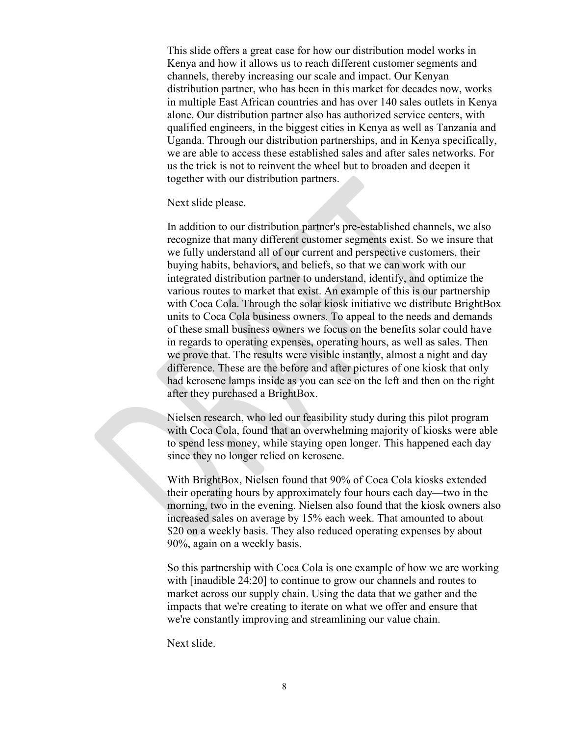This slide offers a great case for how our distribution model works in Kenya and how it allows us to reach different customer segments and channels, thereby increasing our scale and impact. Our Kenyan distribution partner, who has been in this market for decades now, works in multiple East African countries and has over 140 sales outlets in Kenya alone. Our distribution partner also has authorized service centers, with qualified engineers, in the biggest cities in Kenya as well as Tanzania and Uganda. Through our distribution partnerships, and in Kenya specifically, we are able to access these established sales and after sales networks. For us the trick is not to reinvent the wheel but to broaden and deepen it together with our distribution partners.

Next slide please.

In addition to our distribution partner's pre-established channels, we also recognize that many different customer segments exist. So we insure that we fully understand all of our current and perspective customers, their buying habits, behaviors, and beliefs, so that we can work with our integrated distribution partner to understand, identify, and optimize the various routes to market that exist. An example of this is our partnership with Coca Cola. Through the solar kiosk initiative we distribute BrightBox units to Coca Cola business owners. To appeal to the needs and demands of these small business owners we focus on the benefits solar could have in regards to operating expenses, operating hours, as well as sales. Then we prove that. The results were visible instantly, almost a night and day difference. These are the before and after pictures of one kiosk that only had kerosene lamps inside as you can see on the left and then on the right after they purchased a BrightBox.

Nielsen research, who led our feasibility study during this pilot program with Coca Cola, found that an overwhelming majority of kiosks were able to spend less money, while staying open longer. This happened each day since they no longer relied on kerosene.

With BrightBox, Nielsen found that 90% of Coca Cola kiosks extended their operating hours by approximately four hours each day—two in the morning, two in the evening. Nielsen also found that the kiosk owners also increased sales on average by 15% each week. That amounted to about $20 on a weekly basis. They also reduced operating expenses by about 90%, again on a weekly basis.

So this partnership with Coca Cola is one example of how we are working with [inaudible 24:20] to continue to grow our channels and routes to market across our supply chain. Using the data that we gather and the impacts that we're creating to iterate on what we offer and ensure that we're constantly improving and streamlining our value chain.

Next slide.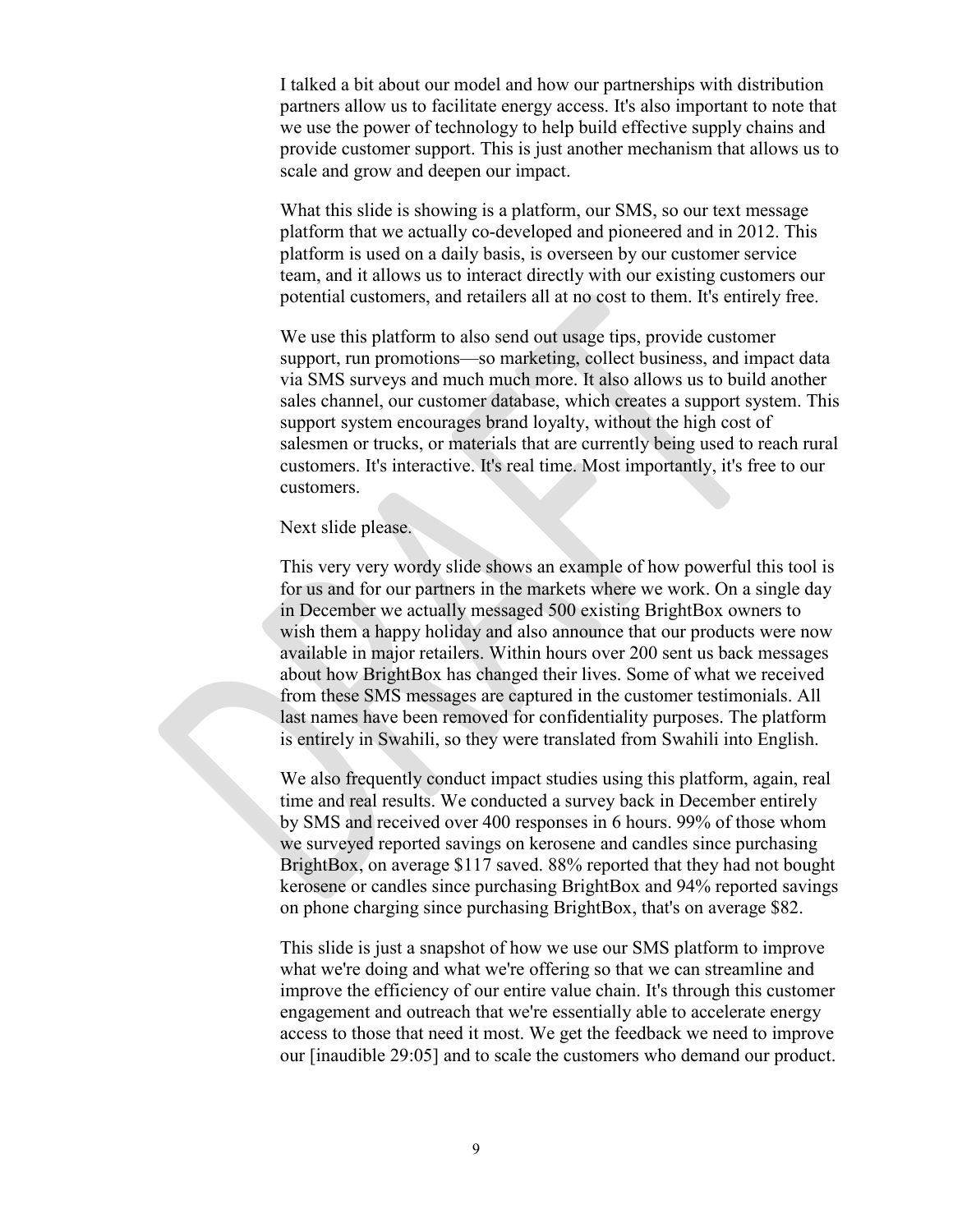I talked a bit about our model and how our partnerships with distribution partners allow us to facilitate energy access. It's also important to note that we use the power of technology to help build effective supply chains and provide customer support. This is just another mechanism that allows us to scale and grow and deepen our impact.

What this slide is showing is a platform, our SMS, so our text message platform that we actually co-developed and pioneered and in 2012. This platform is used on a daily basis, is overseen by our customer service team, and it allows us to interact directly with our existing customers our potential customers, and retailers all at no cost to them. It's entirely free.

We use this platform to also send out usage tips, provide customer support, run promotions—so marketing, collect business, and impact data via SMS surveys and much much more. It also allows us to build another sales channel, our customer database, which creates a support system. This support system encourages brand loyalty, without the high cost of salesmen or trucks, or materials that are currently being used to reach rural customers. It's interactive. It's real time. Most importantly, it's free to our customers.

Next slide please.

This very very wordy slide shows an example of how powerful this tool is for us and for our partners in the markets where we work. On a single day in December we actually messaged 500 existing BrightBox owners to wish them a happy holiday and also announce that our products were now available in major retailers. Within hours over 200 sent us back messages about how BrightBox has changed their lives. Some of what we received from these SMS messages are captured in the customer testimonials. All last names have been removed for confidentiality purposes. The platform is entirely in Swahili, so they were translated from Swahili into English.

We also frequently conduct impact studies using this platform, again, real time and real results. We conducted a survey back in December entirely by SMS and received over 400 responses in 6 hours. 99% of those whom we surveyed reported savings on kerosene and candles since purchasing BrightBox, on average $117 saved. 88% reported that they had not bought kerosene or candles since purchasing BrightBox and 94% reported savings on phone charging since purchasing BrightBox, that's on average $82.

This slide is just a snapshot of how we use our SMS platform to improve what we're doing and what we're offering so that we can streamline and improve the efficiency of our entire value chain. It's through this customer engagement and outreach that we're essentially able to accelerate energy access to those that need it most. We get the feedback we need to improve our [inaudible 29:05] and to scale the customers who demand our product.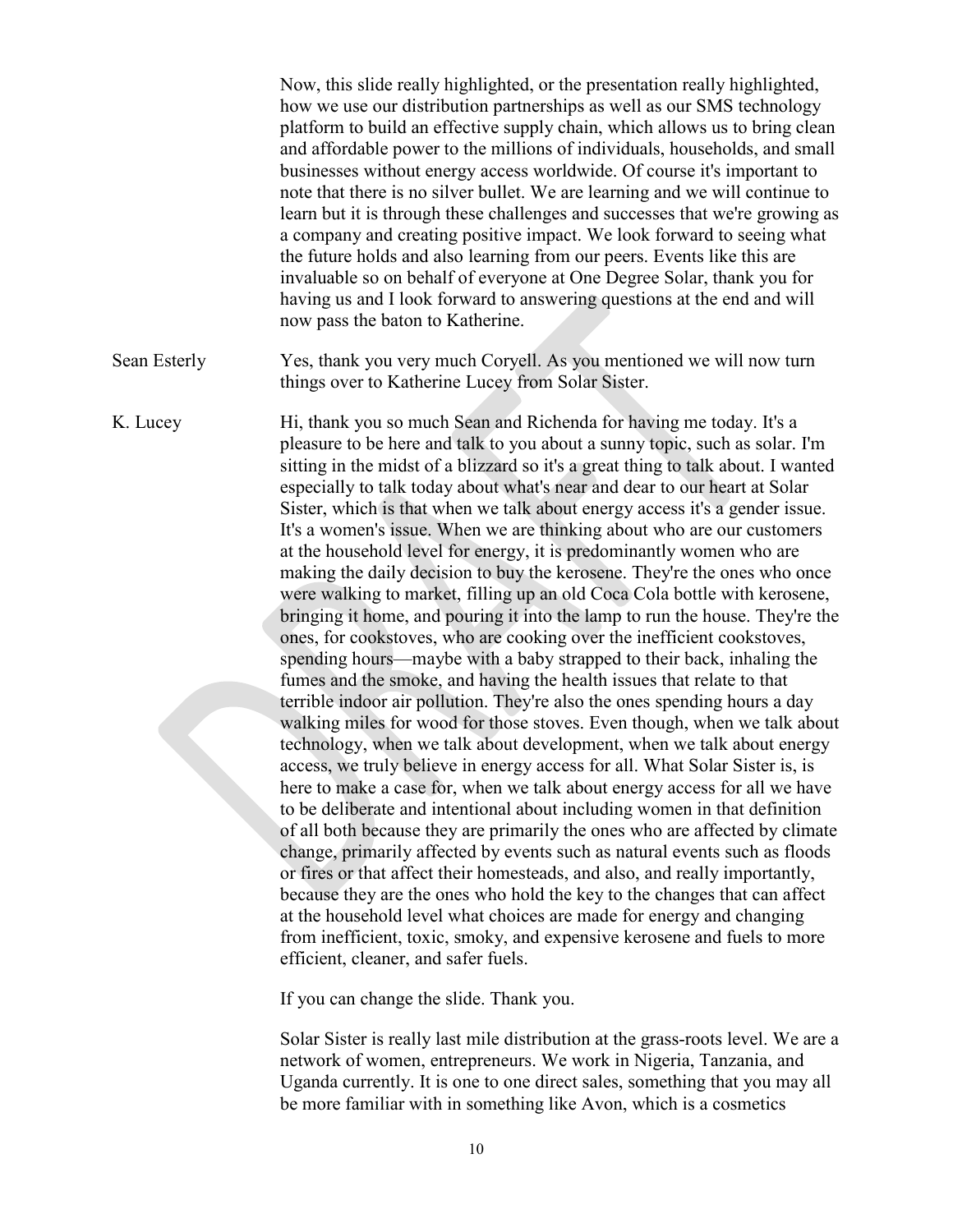Now, this slide really highlighted, or the presentation really highlighted, how we use our distribution partnerships as well as our SMS technology platform to build an effective supply chain, which allows us to bring clean and affordable power to the millions of individuals, households, and small businesses without energy access worldwide. Of course it's important to note that there is no silver bullet. We are learning and we will continue to learn but it is through these challenges and successes that we're growing as a company and creating positive impact. We look forward to seeing what the future holds and also learning from our peers. Events like this are invaluable so on behalf of everyone at One Degree Solar, thank you for having us and I look forward to answering questions at the end and will now pass the baton to Katherine.

Sean Esterly: Yes, thank you very much Coryell. As you mentioned we will now turn things over to Katherine Lucey from Solar Sister.

K. Lucey: Hi, thank you so much Sean and Richenda for having me today. It's a pleasure to be here and talk to you about a sunny topic, such as solar. I'm sitting in the midst of a blizzard so it's a great thing to talk about. I wanted especially to talk today about what's near and dear to our heart at Solar Sister, which is that when we talk about energy access it's a gender issue. It's a women's issue. When we are thinking about who are our customers at the household level for energy, it is predominantly women who are making the daily decision to buy the kerosene. They're the ones who once were walking to market, filling up an old Coca Cola bottle with kerosene, bringing it home, and pouring it into the lamp to run the house. They're the ones, for cookstoves, who are cooking over the inefficient cookstoves, spending hours—maybe with a baby strapped to their back, inhaling the fumes and the smoke, and having the health issues that relate to that terrible indoor air pollution. They're also the ones spending hours a day walking miles for wood for those stoves. Even though, when we talk about technology, when we talk about development, when we talk about energy access, we truly believe in energy access for all. What Solar Sister is, is here to make a case for, when we talk about energy access for all we have to be deliberate and intentional about including women in that definition of all both because they are primarily the ones who are affected by climate change, primarily affected by events such as natural events such as floods or fires or that affect their homesteads, and also, and really importantly, because they are the ones who hold the key to the changes that can affect at the household level what choices are made for energy and changing from inefficient, toxic, smoky, and expensive kerosene and fuels to more efficient, cleaner, and safer fuels.

If you can change the slide. Thank you.

Solar Sister is really last mile distribution at the grass-roots level. We are a network of women, entrepreneurs. We work in Nigeria, Tanzania, and Uganda currently. It is one to one direct sales, something that you may all be more familiar with in something like Avon, which is a cosmetics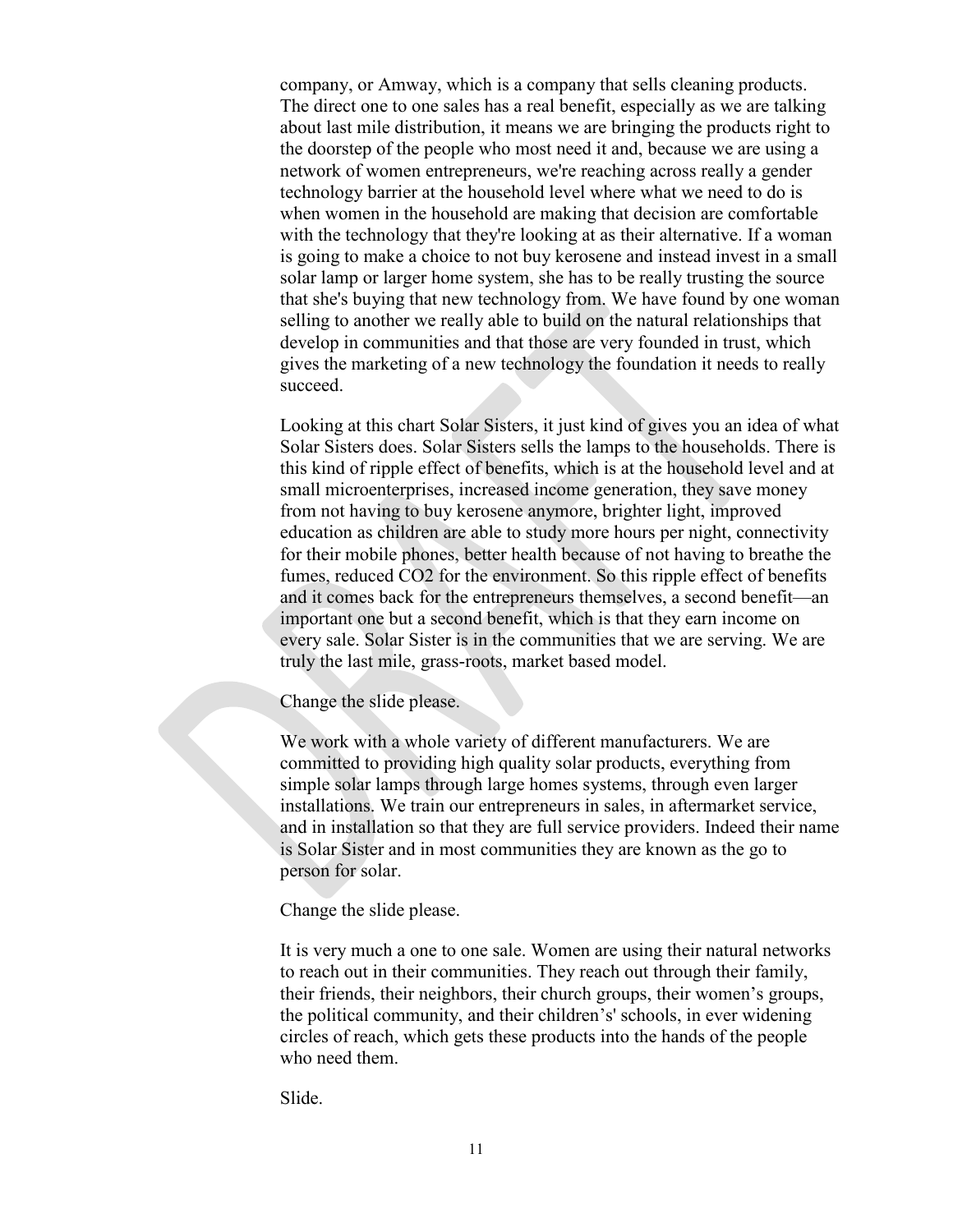company, or Amway, which is a company that sells cleaning products. The direct one to one sales has a real benefit, especially as we are talking about last mile distribution, it means we are bringing the products right to the doorstep of the people who most need it and, because we are using a network of women entrepreneurs, we're reaching across really a gender technology barrier at the household level where what we need to do is when women in the household are making that decision are comfortable with the technology that they're looking at as their alternative. If a woman is going to make a choice to not buy kerosene and instead invest in a small solar lamp or larger home system, she has to be really trusting the source that she's buying that new technology from. We have found by one woman selling to another we really able to build on the natural relationships that develop in communities and that those are very founded in trust, which gives the marketing of a new technology the foundation it needs to really succeed.

Looking at this chart Solar Sisters, it just kind of gives you an idea of what Solar Sisters does. Solar Sisters sells the lamps to the households. There is this kind of ripple effect of benefits, which is at the household level and at small microenterprises, increased income generation, they save money from not having to buy kerosene anymore, brighter light, improved education as children are able to study more hours per night, connectivity for their mobile phones, better health because of not having to breathe the fumes, reduced CO2 for the environment. So this ripple effect of benefits and it comes back for the entrepreneurs themselves, a second benefit—an important one but a second benefit, which is that they earn income on every sale. Solar Sister is in the communities that we are serving. We are truly the last mile, grass-roots, market based model.

Change the slide please.

We work with a whole variety of different manufacturers. We are committed to providing high quality solar products, everything from simple solar lamps through large homes systems, through even larger installations. We train our entrepreneurs in sales, in aftermarket service, and in installation so that they are full service providers. Indeed their name is Solar Sister and in most communities they are known as the go to person for solar.

Change the slide please.

It is very much a one to one sale. Women are using their natural networks to reach out in their communities. They reach out through their family, their friends, their neighbors, their church groups, their women's groups, the political community, and their children's' schools, in ever widening circles of reach, which gets these products into the hands of the people who need them.

Slide.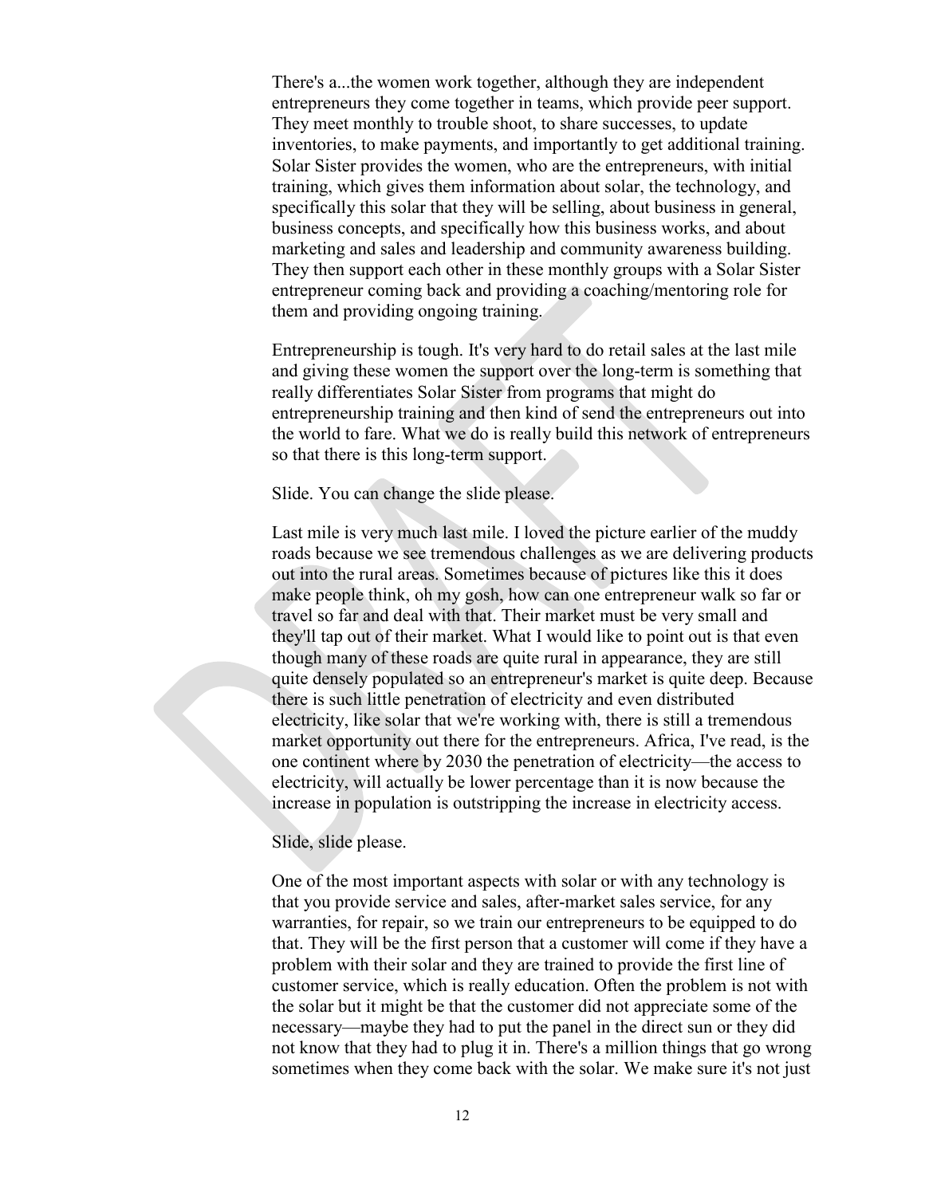There's a...the women work together, although they are independent entrepreneurs they come together in teams, which provide peer support. They meet monthly to trouble shoot, to share successes, to update inventories, to make payments, and importantly to get additional training. Solar Sister provides the women, who are the entrepreneurs, with initial training, which gives them information about solar, the technology, and specifically this solar that they will be selling, about business in general, business concepts, and specifically how this business works, and about marketing and sales and leadership and community awareness building. They then support each other in these monthly groups with a Solar Sister entrepreneur coming back and providing a coaching/mentoring role for them and providing ongoing training.

Entrepreneurship is tough. It's very hard to do retail sales at the last mile and giving these women the support over the long-term is something that really differentiates Solar Sister from programs that might do entrepreneurship training and then kind of send the entrepreneurs out into the world to fare. What we do is really build this network of entrepreneurs so that there is this long-term support.

Slide. You can change the slide please.

Last mile is very much last mile. I loved the picture earlier of the muddy roads because we see tremendous challenges as we are delivering products out into the rural areas. Sometimes because of pictures like this it does make people think, oh my gosh, how can one entrepreneur walk so far or travel so far and deal with that. Their market must be very small and they'll tap out of their market. What I would like to point out is that even though many of these roads are quite rural in appearance, they are still quite densely populated so an entrepreneur's market is quite deep. Because there is such little penetration of electricity and even distributed electricity, like solar that we're working with, there is still a tremendous market opportunity out there for the entrepreneurs. Africa, I've read, is the one continent where by 2030 the penetration of electricity—the access to electricity, will actually be lower percentage than it is now because the increase in population is outstripping the increase in electricity access.

Slide, slide please.

One of the most important aspects with solar or with any technology is that you provide service and sales, after-market sales service, for any warranties, for repair, so we train our entrepreneurs to be equipped to do that. They will be the first person that a customer will come if they have a problem with their solar and they are trained to provide the first line of customer service, which is really education. Often the problem is not with the solar but it might be that the customer did not appreciate some of the necessary—maybe they had to put the panel in the direct sun or they did not know that they had to plug it in. There's a million things that go wrong sometimes when they come back with the solar. We make sure it's not just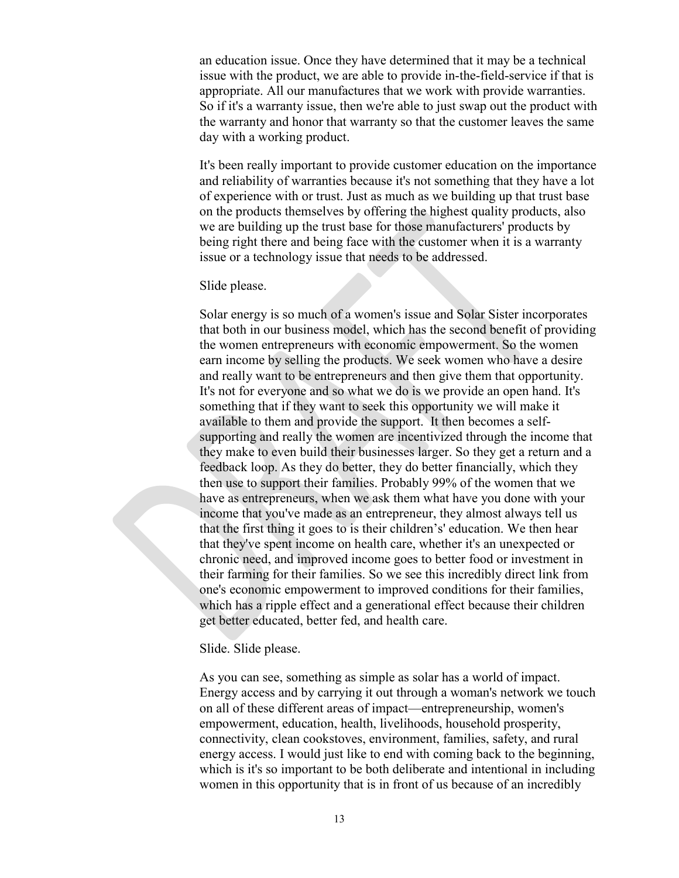an education issue. Once they have determined that it may be a technical issue with the product, we are able to provide in-the-field-service if that is appropriate. All our manufactures that we work with provide warranties. So if it's a warranty issue, then we're able to just swap out the product with the warranty and honor that warranty so that the customer leaves the same day with a working product.

It's been really important to provide customer education on the importance and reliability of warranties because it's not something that they have a lot of experience with or trust. Just as much as we building up that trust base on the products themselves by offering the highest quality products, also we are building up the trust base for those manufacturers' products by being right there and being face with the customer when it is a warranty issue or a technology issue that needs to be addressed.

Slide please.

Solar energy is so much of a women's issue and Solar Sister incorporates that both in our business model, which has the second benefit of providing the women entrepreneurs with economic empowerment. So the women earn income by selling the products. We seek women who have a desire and really want to be entrepreneurs and then give them that opportunity. It's not for everyone and so what we do is we provide an open hand. It's something that if they want to seek this opportunity we will make it available to them and provide the support. It then becomes a self-supporting and really the women are incentivized through the income that they make to even build their businesses larger. So they get a return and a feedback loop. As they do better, they do better financially, which they then use to support their families. Probably 99% of the women that we have as entrepreneurs, when we ask them what have you done with your income that you've made as an entrepreneur, they almost always tell us that the first thing it goes to is their children's' education. We then hear that they've spent income on health care, whether it's an unexpected or chronic need, and improved income goes to better food or investment in their farming for their families. So we see this incredibly direct link from one's economic empowerment to improved conditions for their families, which has a ripple effect and a generational effect because their children get better educated, better fed, and health care.

Slide. Slide please.

As you can see, something as simple as solar has a world of impact. Energy access and by carrying it out through a woman's network we touch on all of these different areas of impact—entrepreneurship, women's empowerment, education, health, livelihoods, household prosperity, connectivity, clean cookstoves, environment, families, safety, and rural energy access. I would just like to end with coming back to the beginning, which is it's so important to be both deliberate and intentional in including women in this opportunity that is in front of us because of an incredibly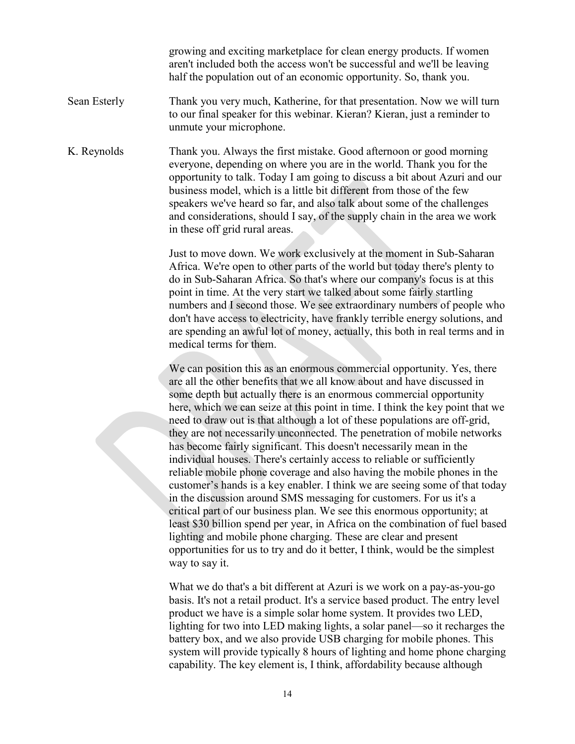growing and exciting marketplace for clean energy products. If women aren't included both the access won't be successful and we'll be leaving half the population out of an economic opportunity. So, thank you.

**Sean Esterly**: Thank you very much, Katherine, for that presentation. Now we will turn to our final speaker for this webinar. Kieran? Kieran, just a reminder to unmute your microphone.

**K. Reynolds**: Thank you. Always the first mistake. Good afternoon or good morning everyone, depending on where you are in the world. Thank you for the opportunity to talk. Today I am going to discuss a bit about Azuri and our business model, which is a little bit different from those of the few speakers we've heard so far, and also talk about some of the challenges and considerations, should I say, of the supply chain in the area we work in these off grid rural areas.

Just to move down. We work exclusively at the moment in Sub-Saharan Africa. We're open to other parts of the world but today there's plenty to do in Sub-Saharan Africa. So that's where our company's focus is at this point in time. At the very start we talked about some fairly startling numbers and I second those. We see extraordinary numbers of people who don't have access to electricity, have frankly terrible energy solutions, and are spending an awful lot of money, actually, this both in real terms and in medical terms for them.

We can position this as an enormous commercial opportunity. Yes, there are all the other benefits that we all know about and have discussed in some depth but actually there is an enormous commercial opportunity here, which we can seize at this point in time. I think the key point that we need to draw out is that although a lot of these populations are off-grid, they are not necessarily unconnected. The penetration of mobile networks has become fairly significant. This doesn't necessarily mean in the individual houses. There's certainly access to reliable or sufficiently reliable mobile phone coverage and also having the mobile phones in the customer's hands is a key enabler. I think we are seeing some of that today in the discussion around SMS messaging for customers. For us it's a critical part of our business plan. We see this enormous opportunity; at least $30 billion spend per year, in Africa on the combination of fuel based lighting and mobile phone charging. These are clear and present opportunities for us to try and do it better, I think, would be the simplest way to say it.

What we do that's a bit different at Azuri is we work on a pay-as-you-go basis. It's not a retail product. It's a service based product. The entry level product we have is a simple solar home system. It provides two LED, lighting for two into LED making lights, a solar panel—so it recharges the battery box, and we also provide USB charging for mobile phones. This system will provide typically 8 hours of lighting and home phone charging capability. The key element is, I think, affordability because although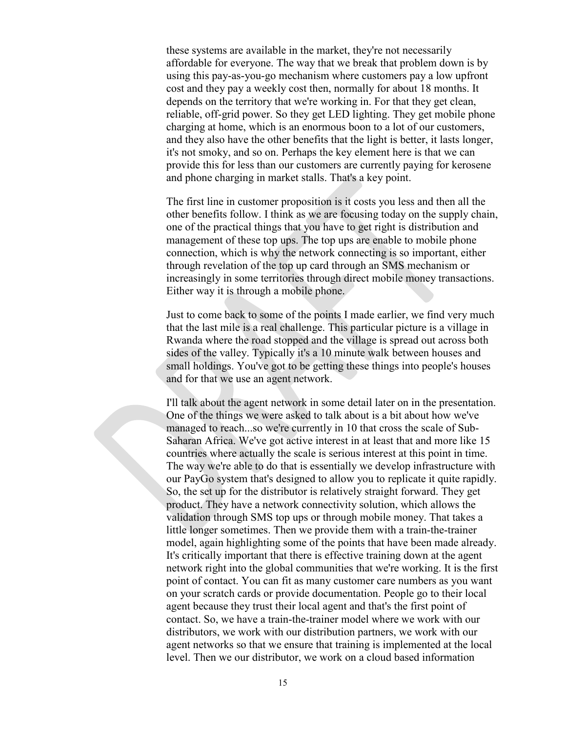these systems are available in the market, they're not necessarily affordable for everyone. The way that we break that problem down is by using this pay-as-you-go mechanism where customers pay a low upfront cost and they pay a weekly cost then, normally for about 18 months. It depends on the territory that we're working in. For that they get clean, reliable, off-grid power. So they get LED lighting. They get mobile phone charging at home, which is an enormous boon to a lot of our customers, and they also have the other benefits that the light is better, it lasts longer, it's not smoky, and so on. Perhaps the key element here is that we can provide this for less than our customers are currently paying for kerosene and phone charging in market stalls. That's a key point.

The first line in customer proposition is it costs you less and then all the other benefits follow. I think as we are focusing today on the supply chain, one of the practical things that you have to get right is distribution and management of these top ups. The top ups are enable to mobile phone connection, which is why the network connecting is so important, either through revelation of the top up card through an SMS mechanism or increasingly in some territories through direct mobile money transactions. Either way it is through a mobile phone.

Just to come back to some of the points I made earlier, we find very much that the last mile is a real challenge. This particular picture is a village in Rwanda where the road stopped and the village is spread out across both sides of the valley. Typically it's a 10 minute walk between houses and small holdings. You've got to be getting these things into people's houses and for that we use an agent network.

I'll talk about the agent network in some detail later on in the presentation. One of the things we were asked to talk about is a bit about how we've managed to reach...so we're currently in 10 that cross the scale of Sub-Saharan Africa. We've got active interest in at least that and more like 15 countries where actually the scale is serious interest at this point in time. The way we're able to do that is essentially we develop infrastructure with our PayGo system that's designed to allow you to replicate it quite rapidly. So, the set up for the distributor is relatively straight forward. They get product. They have a network connectivity solution, which allows the validation through SMS top ups or through mobile money. That takes a little longer sometimes. Then we provide them with a train-the-trainer model, again highlighting some of the points that have been made already. It's critically important that there is effective training down at the agent network right into the global communities that we're working. It is the first point of contact. You can fit as many customer care numbers as you want on your scratch cards or provide documentation. People go to their local agent because they trust their local agent and that's the first point of contact. So, we have a train-the-trainer model where we work with our distributors, we work with our distribution partners, we work with our agent networks so that we ensure that training is implemented at the local level. Then we our distributor, we work on a cloud based information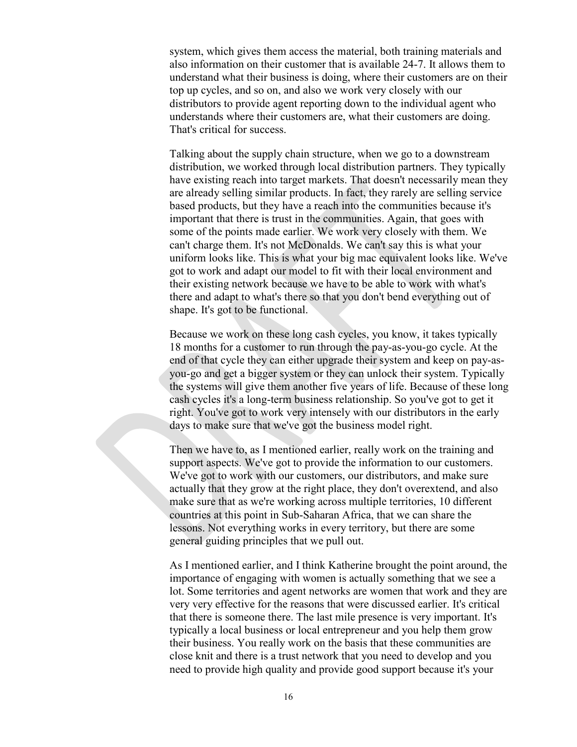system, which gives them access the material, both training materials and also information on their customer that is available 24-7. It allows them to understand what their business is doing, where their customers are on their top up cycles, and so on, and also we work very closely with our distributors to provide agent reporting down to the individual agent who understands where their customers are, what their customers are doing. That's critical for success.

Talking about the supply chain structure, when we go to a downstream distribution, we worked through local distribution partners. They typically have existing reach into target markets. That doesn't necessarily mean they are already selling similar products. In fact, they rarely are selling service based products, but they have a reach into the communities because it's important that there is trust in the communities. Again, that goes with some of the points made earlier. We work very closely with them. We can't charge them. It's not McDonalds. We can't say this is what your uniform looks like. This is what your big mac equivalent looks like. We've got to work and adapt our model to fit with their local environment and their existing network because we have to be able to work with what's there and adapt to what's there so that you don't bend everything out of shape. It's got to be functional.

Because we work on these long cash cycles, you know, it takes typically 18 months for a customer to run through the pay-as-you-go cycle. At the end of that cycle they can either upgrade their system and keep on pay-as-you-go and get a bigger system or they can unlock their system. Typically the systems will give them another five years of life. Because of these long cash cycles it's a long-term business relationship. So you've got to get it right. You've got to work very intensely with our distributors in the early days to make sure that we've got the business model right.

Then we have to, as I mentioned earlier, really work on the training and support aspects. We've got to provide the information to our customers. We've got to work with our customers, our distributors, and make sure actually that they grow at the right place, they don't overextend, and also make sure that as we're working across multiple territories, 10 different countries at this point in Sub-Saharan Africa, that we can share the lessons. Not everything works in every territory, but there are some general guiding principles that we pull out.

As I mentioned earlier, and I think Katherine brought the point around, the importance of engaging with women is actually something that we see a lot. Some territories and agent networks are women that work and they are very very effective for the reasons that were discussed earlier. It's critical that there is someone there. The last mile presence is very important. It's typically a local business or local entrepreneur and you help them grow their business. You really work on the basis that these communities are close knit and there is a trust network that you need to develop and you need to provide high quality and provide good support because it's your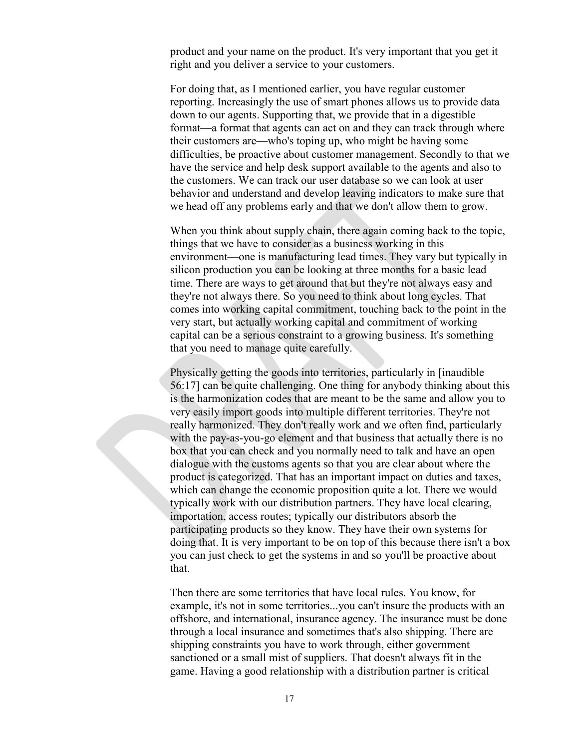product and your name on the product. It's very important that you get it right and you deliver a service to your customers.

For doing that, as I mentioned earlier, you have regular customer reporting. Increasingly the use of smart phones allows us to provide data down to our agents. Supporting that, we provide that in a digestible format—a format that agents can act on and they can track through where their customers are—who's toping up, who might be having some difficulties, be proactive about customer management. Secondly to that we have the service and help desk support available to the agents and also to the customers. We can track our user database so we can look at user behavior and understand and develop leaving indicators to make sure that we head off any problems early and that we don't allow them to grow.

When you think about supply chain, there again coming back to the topic, things that we have to consider as a business working in this environment—one is manufacturing lead times. They vary but typically in silicon production you can be looking at three months for a basic lead time. There are ways to get around that but they're not always easy and they're not always there. So you need to think about long cycles. That comes into working capital commitment, touching back to the point in the very start, but actually working capital and commitment of working capital can be a serious constraint to a growing business. It's something that you need to manage quite carefully.

Physically getting the goods into territories, particularly in [inaudible 56:17] can be quite challenging. One thing for anybody thinking about this is the harmonization codes that are meant to be the same and allow you to very easily import goods into multiple different territories. They're not really harmonized. They don't really work and we often find, particularly with the pay-as-you-go element and that business that actually there is no box that you can check and you normally need to talk and have an open dialogue with the customs agents so that you are clear about where the product is categorized. That has an important impact on duties and taxes, which can change the economic proposition quite a lot. There we would typically work with our distribution partners. They have local clearing, importation, access routes; typically our distributors absorb the participating products so they know. They have their own systems for doing that. It is very important to be on top of this because there isn't a box you can just check to get the systems in and so you'll be proactive about that.

Then there are some territories that have local rules. You know, for example, it's not in some territories...you can't insure the products with an offshore, and international, insurance agency. The insurance must be done through a local insurance and sometimes that's also shipping. There are shipping constraints you have to work through, either government sanctioned or a small mist of suppliers. That doesn't always fit in the game. Having a good relationship with a distribution partner is critical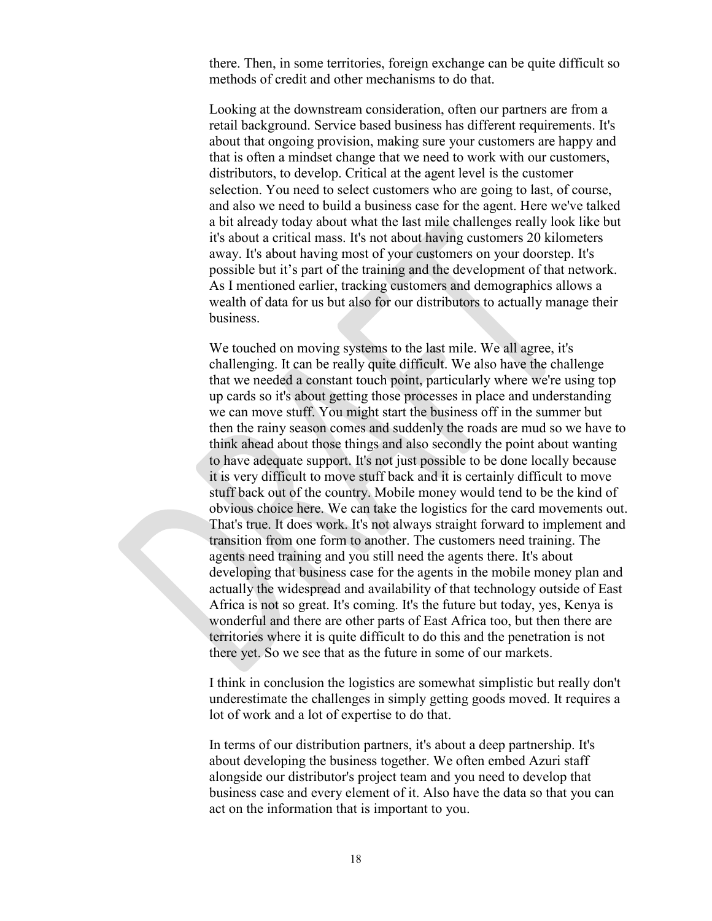there. Then, in some territories, foreign exchange can be quite difficult so methods of credit and other mechanisms to do that.

Looking at the downstream consideration, often our partners are from a retail background. Service based business has different requirements. It's about that ongoing provision, making sure your customers are happy and that is often a mindset change that we need to work with our customers, distributors, to develop. Critical at the agent level is the customer selection. You need to select customers who are going to last, of course, and also we need to build a business case for the agent. Here we've talked a bit already today about what the last mile challenges really look like but it's about a critical mass. It's not about having customers 20 kilometers away. It's about having most of your customers on your doorstep. It's possible but it's part of the training and the development of that network. As I mentioned earlier, tracking customers and demographics allows a wealth of data for us but also for our distributors to actually manage their business.

We touched on moving systems to the last mile. We all agree, it's challenging. It can be really quite difficult. We also have the challenge that we needed a constant touch point, particularly where we're using top up cards so it's about getting those processes in place and understanding we can move stuff. You might start the business off in the summer but then the rainy season comes and suddenly the roads are mud so we have to think ahead about those things and also secondly the point about wanting to have adequate support. It's not just possible to be done locally because it is very difficult to move stuff back and it is certainly difficult to move stuff back out of the country. Mobile money would tend to be the kind of obvious choice here. We can take the logistics for the card movements out. That's true. It does work. It's not always straight forward to implement and transition from one form to another. The customers need training. The agents need training and you still need the agents there. It's about developing that business case for the agents in the mobile money plan and actually the widespread and availability of that technology outside of East Africa is not so great. It's coming. It's the future but today, yes, Kenya is wonderful and there are other parts of East Africa too, but then there are territories where it is quite difficult to do this and the penetration is not there yet. So we see that as the future in some of our markets.

I think in conclusion the logistics are somewhat simplistic but really don't underestimate the challenges in simply getting goods moved. It requires a lot of work and a lot of expertise to do that.

In terms of our distribution partners, it's about a deep partnership. It's about developing the business together. We often embed Azuri staff alongside our distributor's project team and you need to develop that business case and every element of it. Also have the data so that you can act on the information that is important to you.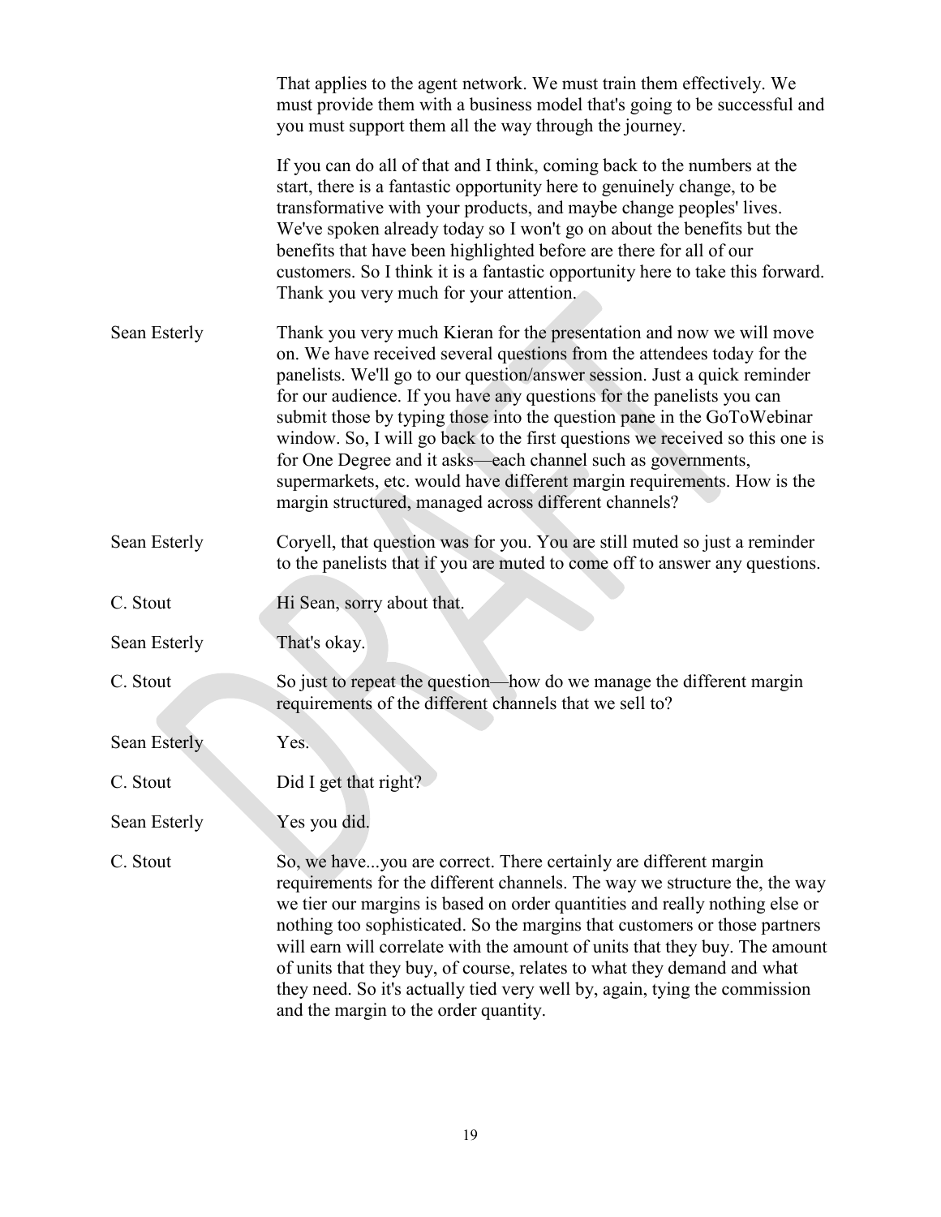That applies to the agent network. We must train them effectively. We must provide them with a business model that's going to be successful and you must support them all the way through the journey.

If you can do all of that and I think, coming back to the numbers at the start, there is a fantastic opportunity here to genuinely change, to be transformative with your products, and maybe change peoples' lives. We've spoken already today so I won't go on about the benefits but the benefits that have been highlighted before are there for all of our customers. So I think it is a fantastic opportunity here to take this forward. Thank you very much for your attention.

**Sean Esterly:** Thank you very much Kieran for the presentation and now we will move on. We have received several questions from the attendees today for the panelists. We'll go to our question/answer session. Just a quick reminder for our audience. If you have any questions for the panelists you can submit those by typing those into the question pane in the GoToWebinar window. So, I will go back to the first questions we received so this one is for One Degree and it asks—each channel such as governments, supermarkets, etc. would have different margin requirements. How is the margin structured, managed across different channels?

**Sean Esterly:** Coryell, that question was for you. You are still muted so just a reminder to the panelists that if you are muted to come off to answer any questions.

**C. Stout:** Hi Sean, sorry about that.

**Sean Esterly:** That's okay.

**C. Stout:** So just to repeat the question—how do we manage the different margin requirements of the different channels that we sell to?

**Sean Esterly:** Yes.

**C. Stout:** Did I get that right?

**Sean Esterly:** Yes you did.

**C. Stout:** So, we have...you are correct. There certainly are different margin requirements for the different channels. The way we structure the, the way we tier our margins is based on order quantities and really nothing else or nothing too sophisticated. So the margins that customers or those partners will earn will correlate with the amount of units that they buy. The amount of units that they buy, of course, relates to what they demand and what they need. So it's actually tied very well by, again, tying the commission and the margin to the order quantity.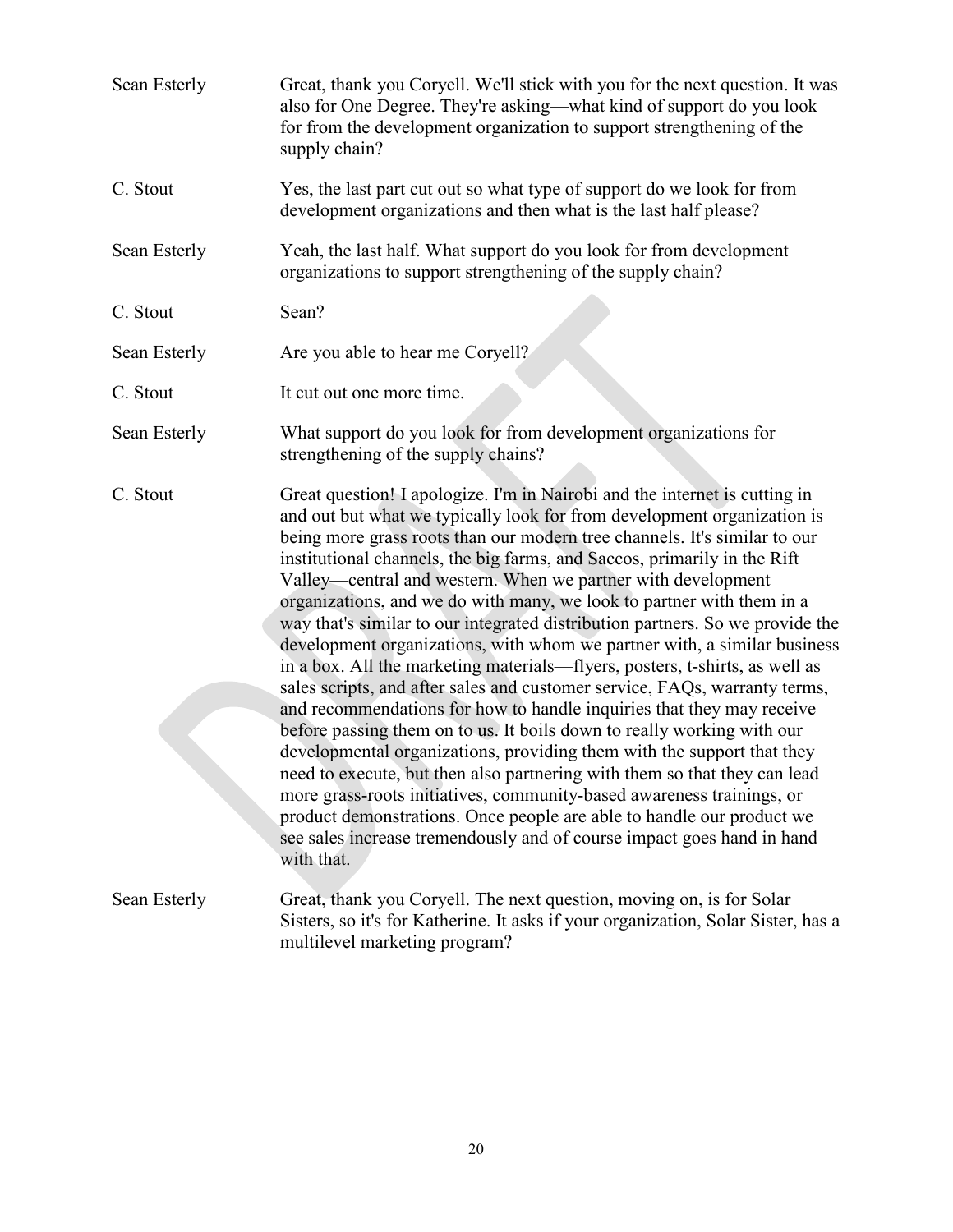Sean Esterly: Great, thank you Coryell. We'll stick with you for the next question. It was also for One Degree. They're asking—what kind of support do you look for from the development organization to support strengthening of the supply chain?

C. Stout: Yes, the last part cut out so what type of support do we look for from development organizations and then what is the last half please?

Sean Esterly: Yeah, the last half. What support do you look for from development organizations to support strengthening of the supply chain?

C. Stout: Sean?

Sean Esterly: Are you able to hear me Coryell?

C. Stout: It cut out one more time.

Sean Esterly: What support do you look for from development organizations for strengthening of the supply chains?

C. Stout: Great question! I apologize. I'm in Nairobi and the internet is cutting in and out but what we typically look for from development organization is being more grass roots than our modern tree channels. It's similar to our institutional channels, the big farms, and Saccos, primarily in the Rift Valley—central and western. When we partner with development organizations, and we do with many, we look to partner with them in a way that's similar to our integrated distribution partners. So we provide the development organizations, with whom we partner with, a similar business in a box. All the marketing materials—flyers, posters, t-shirts, as well as sales scripts, and after sales and customer service, FAQs, warranty terms, and recommendations for how to handle inquiries that they may receive before passing them on to us. It boils down to really working with our developmental organizations, providing them with the support that they need to execute, but then also partnering with them so that they can lead more grass-roots initiatives, community-based awareness trainings, or product demonstrations. Once people are able to handle our product we see sales increase tremendously and of course impact goes hand in hand with that.

Sean Esterly: Great, thank you Coryell. The next question, moving on, is for Solar Sisters, so it's for Katherine. It asks if your organization, Solar Sister, has a multilevel marketing program?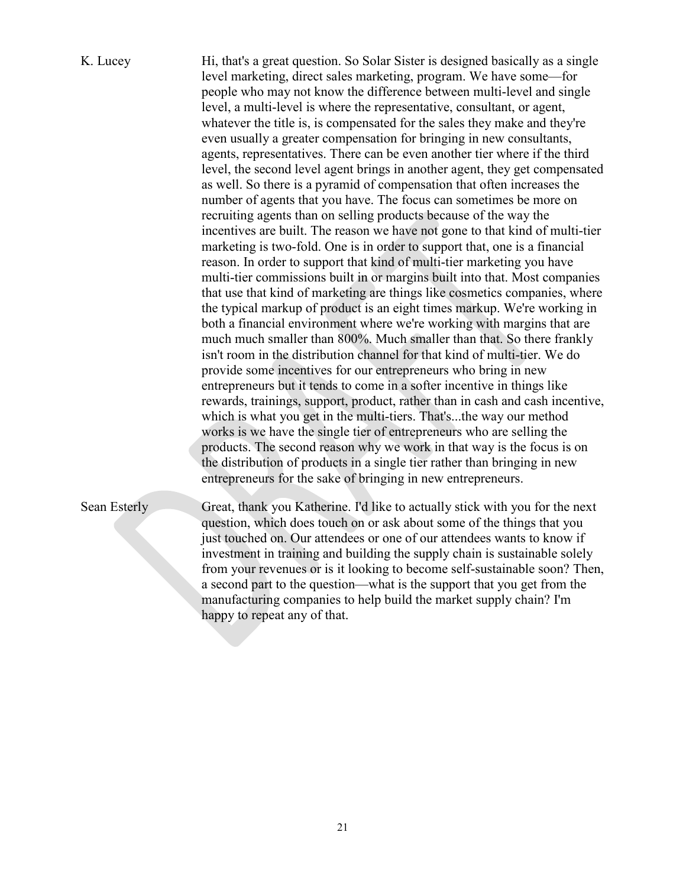**K. Lucey** Hi, that's a great question. So Solar Sister is designed basically as a single level marketing, direct sales marketing, program. We have some—for people who may not know the difference between multi-level and single level, a multi-level is where the representative, consultant, or agent, whatever the title is, is compensated for the sales they make and they're even usually a greater compensation for bringing in new consultants, agents, representatives. There can be even another tier where if the third level, the second level agent brings in another agent, they get compensated as well. So there is a pyramid of compensation that often increases the number of agents that you have. The focus can sometimes be more on recruiting agents than on selling products because of the way the incentives are built. The reason we have not gone to that kind of multi-tier marketing is two-fold. One is in order to support that, one is a financial reason. In order to support that kind of multi-tier marketing you have multi-tier commissions built in or margins built into that. Most companies that use that kind of marketing are things like cosmetics companies, where the typical markup of product is an eight times markup. We're working in both a financial environment where we're working with margins that are much much smaller than 800%. Much smaller than that. So there frankly isn't room in the distribution channel for that kind of multi-tier. We do provide some incentives for our entrepreneurs who bring in new entrepreneurs but it tends to come in a softer incentive in things like rewards, trainings, support, product, rather than in cash and cash incentive, which is what you get in the multi-tiers. That's...the way our method works is we have the single tier of entrepreneurs who are selling the products. The second reason why we work in that way is the focus is on the distribution of products in a single tier rather than bringing in new entrepreneurs for the sake of bringing in new entrepreneurs.

**Sean Esterly** Great, thank you Katherine. I'd like to actually stick with you for the next question, which does touch on or ask about some of the things that you just touched on. Our attendees or one of our attendees wants to know if investment in training and building the supply chain is sustainable solely from your revenues or is it looking to become self-sustainable soon? Then, a second part to the question—what is the support that you get from the manufacturing companies to help build the market supply chain? I'm happy to repeat any of that.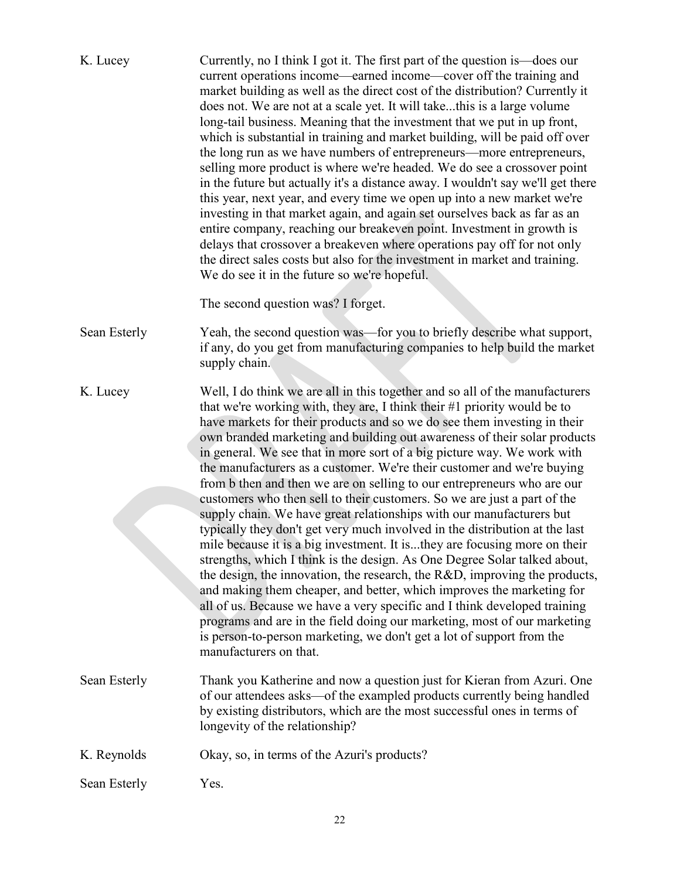K. Lucey Currently, no I think I got it. The first part of the question is—does our current operations income—earned income—cover off the training and market building as well as the direct cost of the distribution? Currently it does not. We are not at a scale yet. It will take...this is a large volume long-tail business. Meaning that the investment that we put in up front, which is substantial in training and market building, will be paid off over the long run as we have numbers of entrepreneurs—more entrepreneurs, selling more product is where we're headed. We do see a crossover point in the future but actually it's a distance away. I wouldn't say we'll get there this year, next year, and every time we open up into a new market we're investing in that market again, and again set ourselves back as far as an entire company, reaching our breakeven point. Investment in growth is delays that crossover a breakeven where operations pay off for not only the direct sales costs but also for the investment in market and training. We do see it in the future so we're hopeful.

The second question was? I forget.

Sean Esterly Yeah, the second question was—for you to briefly describe what support, if any, do you get from manufacturing companies to help build the market supply chain.

K. Lucey Well, I do think we are all in this together and so all of the manufacturers that we're working with, they are, I think their #1 priority would be to have markets for their products and so we do see them investing in their own branded marketing and building out awareness of their solar products in general. We see that in more sort of a big picture way. We work with the manufacturers as a customer. We're their customer and we're buying from b then and then we are on selling to our entrepreneurs who are our customers who then sell to their customers. So we are just a part of the supply chain. We have great relationships with our manufacturers but typically they don't get very much involved in the distribution at the last mile because it is a big investment. It is...they are focusing more on their strengths, which I think is the design. As One Degree Solar talked about, the design, the innovation, the research, the R&D, improving the products, and making them cheaper, and better, which improves the marketing for all of us. Because we have a very specific and I think developed training programs and are in the field doing our marketing, most of our marketing is person-to-person marketing, we don't get a lot of support from the manufacturers on that.

Sean Esterly Thank you Katherine and now a question just for Kieran from Azuri. One of our attendees asks—of the exampled products currently being handled by existing distributors, which are the most successful ones in terms of longevity of the relationship?

K. Reynolds Okay, so, in terms of the Azuri's products?

Sean Esterly Yes.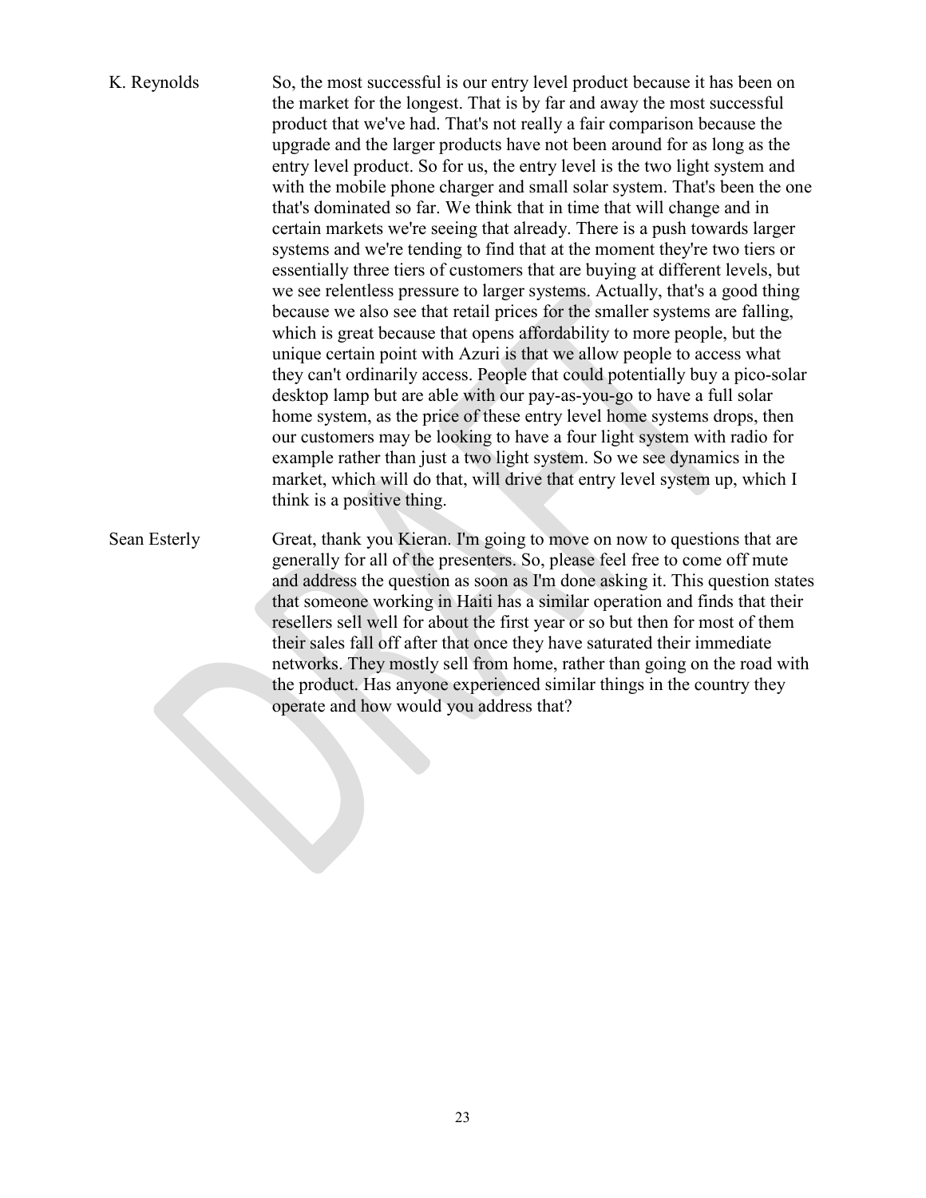**K. Reynolds:** So, the most successful is our entry level product because it has been on the market for the longest. That is by far and away the most successful product that we've had. That's not really a fair comparison because the upgrade and the larger products have not been around for as long as the entry level product. So for us, the entry level is the two light system and with the mobile phone charger and small solar system. That's been the one that's dominated so far. We think that in time that will change and in certain markets we're seeing that already. There is a push towards larger systems and we're tending to find that at the moment they're two tiers or essentially three tiers of customers that are buying at different levels, but we see relentless pressure to larger systems. Actually, that's a good thing because we also see that retail prices for the smaller systems are falling, which is great because that opens affordability to more people, but the unique certain point with Azuri is that we allow people to access what they can't ordinarily access. People that could potentially buy a pico-solar desktop lamp but are able with our pay-as-you-go to have a full solar home system, as the price of these entry level home systems drops, then our customers may be looking to have a four light system with radio for example rather than just a two light system. So we see dynamics in the market, which will do that, will drive that entry level system up, which I think is a positive thing.

**Sean Esterly:** Great, thank you Kieran. I'm going to move on now to questions that are generally for all of the presenters. So, please feel free to come off mute and address the question as soon as I'm done asking it. This question states that someone working in Haiti has a similar operation and finds that their resellers sell well for about the first year or so but then for most of them their sales fall off after that once they have saturated their immediate networks. They mostly sell from home, rather than going on the road with the product. Has anyone experienced similar things in the country they operate and how would you address that?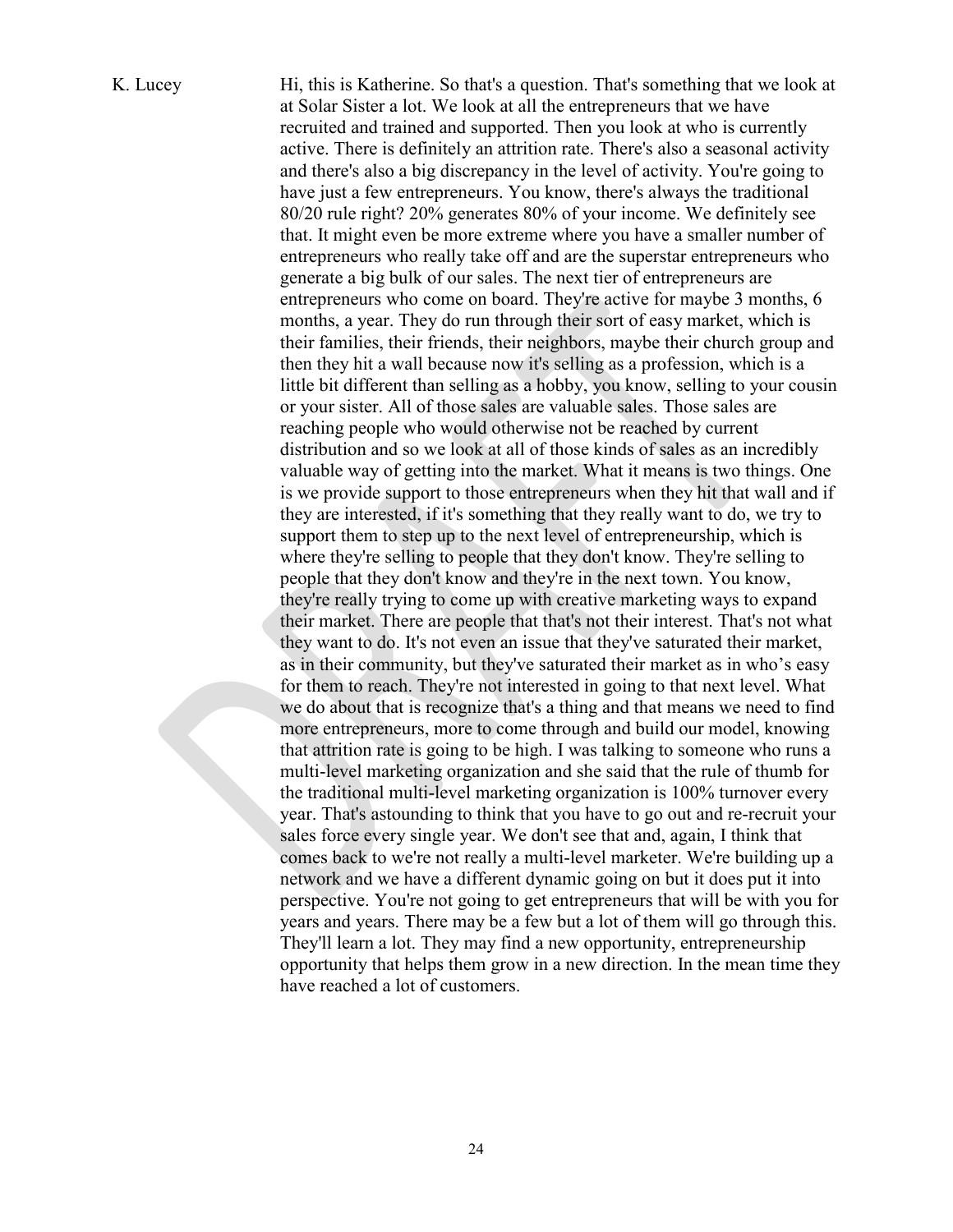K. Lucey

Hi, this is Katherine. So that's a question. That's something that we look at at Solar Sister a lot. We look at all the entrepreneurs that we have recruited and trained and supported. Then you look at who is currently active. There is definitely an attrition rate. There's also a seasonal activity and there's also a big discrepancy in the level of activity. You're going to have just a few entrepreneurs. You know, there's always the traditional 80/20 rule right? 20% generates 80% of your income. We definitely see that. It might even be more extreme where you have a smaller number of entrepreneurs who really take off and are the superstar entrepreneurs who generate a big bulk of our sales. The next tier of entrepreneurs are entrepreneurs who come on board. They're active for maybe 3 months, 6 months, a year. They do run through their sort of easy market, which is their families, their friends, their neighbors, maybe their church group and then they hit a wall because now it's selling as a profession, which is a little bit different than selling as a hobby, you know, selling to your cousin or your sister. All of those sales are valuable sales. Those sales are reaching people who would otherwise not be reached by current distribution and so we look at all of those kinds of sales as an incredibly valuable way of getting into the market. What it means is two things. One is we provide support to those entrepreneurs when they hit that wall and if they are interested, if it's something that they really want to do, we try to support them to step up to the next level of entrepreneurship, which is where they're selling to people that they don't know. They're selling to people that they don't know and they're in the next town. You know, they're really trying to come up with creative marketing ways to expand their market. There are people that that's not their interest. That's not what they want to do. It's not even an issue that they've saturated their market, as in their community, but they've saturated their market as in who's easy for them to reach. They're not interested in going to that next level. What we do about that is recognize that's a thing and that means we need to find more entrepreneurs, more to come through and build our model, knowing that attrition rate is going to be high. I was talking to someone who runs a multi-level marketing organization and she said that the rule of thumb for the traditional multi-level marketing organization is 100% turnover every year. That's astounding to think that you have to go out and re-recruit your sales force every single year. We don't see that and, again, I think that comes back to we're not really a multi-level marketer. We're building up a network and we have a different dynamic going on but it does put it into perspective. You're not going to get entrepreneurs that will be with you for years and years. There may be a few but a lot of them will go through this. They'll learn a lot. They may find a new opportunity, entrepreneurship opportunity that helps them grow in a new direction. In the mean time they have reached a lot of customers.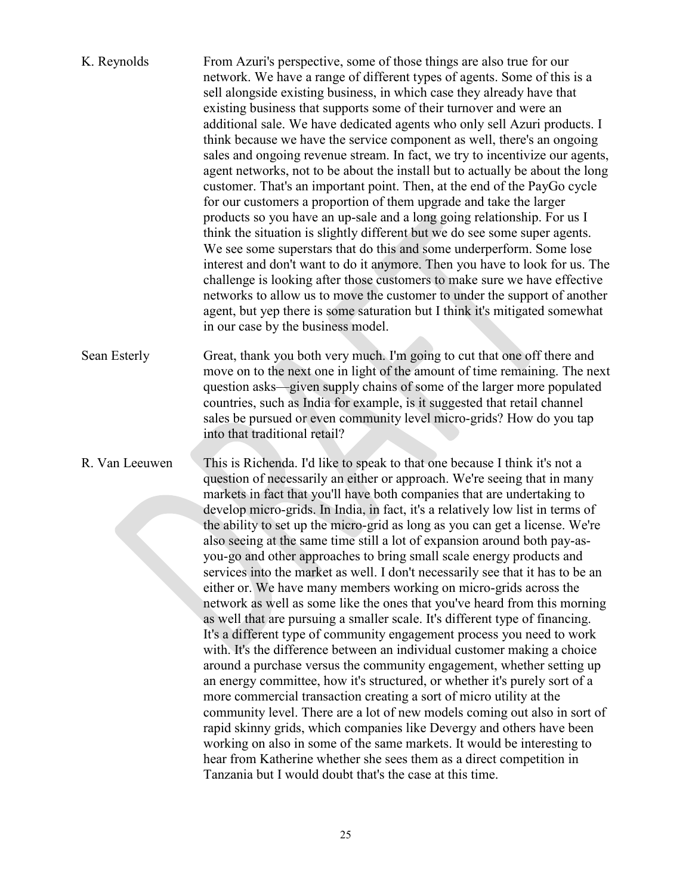**K. Reynolds** From Azuri's perspective, some of those things are also true for our network. We have a range of different types of agents. Some of this is a sell alongside existing business, in which case they already have that existing business that supports some of their turnover and were an additional sale. We have dedicated agents who only sell Azuri products. I think because we have the service component as well, there's an ongoing sales and ongoing revenue stream. In fact, we try to incentivize our agents, agent networks, not to be about the install but to actually be about the long customer. That's an important point. Then, at the end of the PayGo cycle for our customers a proportion of them upgrade and take the larger products so you have an up-sale and a long going relationship. For us I think the situation is slightly different but we do see some super agents. We see some superstars that do this and some underperform. Some lose interest and don't want to do it anymore. Then you have to look for us. The challenge is looking after those customers to make sure we have effective networks to allow us to move the customer to under the support of another agent, but yep there is some saturation but I think it's mitigated somewhat in our case by the business model.

**Sean Esterly** Great, thank you both very much. I'm going to cut that one off there and move on to the next one in light of the amount of time remaining. The next question asks—given supply chains of some of the larger more populated countries, such as India for example, is it suggested that retail channel sales be pursued or even community level micro-grids? How do you tap into that traditional retail?

**R. Van Leeuwen** This is Richenda. I'd like to speak to that one because I think it's not a question of necessarily an either or approach. We're seeing that in many markets in fact that you'll have both companies that are undertaking to develop micro-grids. In India, in fact, it's a relatively low list in terms of the ability to set up the micro-grid as long as you can get a license. We're also seeing at the same time still a lot of expansion around both pay-as-you-go and other approaches to bring small scale energy products and services into the market as well. I don't necessarily see that it has to be an either or. We have many members working on micro-grids across the network as well as some like the ones that you've heard from this morning as well that are pursuing a smaller scale. It's different type of financing. It's a different type of community engagement process you need to work with. It's the difference between an individual customer making a choice around a purchase versus the community engagement, whether setting up an energy committee, how it's structured, or whether it's purely sort of a more commercial transaction creating a sort of micro utility at the community level. There are a lot of new models coming out also in sort of rapid skinny grids, which companies like Devergy and others have been working on also in some of the same markets. It would be interesting to hear from Katherine whether she sees them as a direct competition in Tanzania but I would doubt that's the case at this time.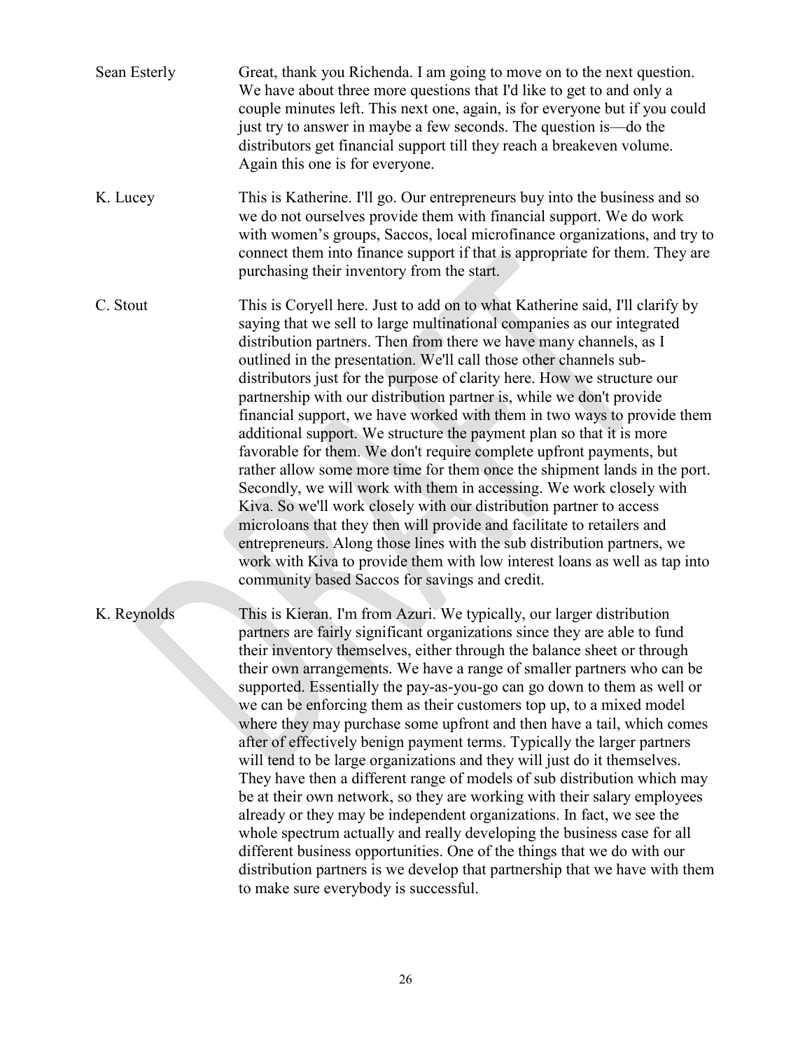Sean Esterly: Great, thank you Richenda. I am going to move on to the next question. We have about three more questions that I'd like to get to and only a couple minutes left. This next one, again, is for everyone but if you could just try to answer in maybe a few seconds. The question is—do the distributors get financial support till they reach a breakeven volume. Again this one is for everyone.

K. Lucey: This is Katherine. I'll go. Our entrepreneurs buy into the business and so we do not ourselves provide them with financial support. We do work with women's groups, Saccos, local microfinance organizations, and try to connect them into finance support if that is appropriate for them. They are purchasing their inventory from the start.

C. Stout: This is Coryell here. Just to add on to what Katherine said, I'll clarify by saying that we sell to large multinational companies as our integrated distribution partners. Then from there we have many channels, as I outlined in the presentation. We'll call those other channels sub-distributors just for the purpose of clarity here. How we structure our partnership with our distribution partner is, while we don't provide financial support, we have worked with them in two ways to provide them additional support. We structure the payment plan so that it is more favorable for them. We don't require complete upfront payments, but rather allow some more time for them once the shipment lands in the port. Secondly, we will work with them in accessing. We work closely with Kiva. So we'll work closely with our distribution partner to access microloans that they then will provide and facilitate to retailers and entrepreneurs. Along those lines with the sub distribution partners, we work with Kiva to provide them with low interest loans as well as tap into community based Saccos for savings and credit.

K. Reynolds: This is Kieran. I'm from Azuri. We typically, our larger distribution partners are fairly significant organizations since they are able to fund their inventory themselves, either through the balance sheet or through their own arrangements. We have a range of smaller partners who can be supported. Essentially the pay-as-you-go can go down to them as well or we can be enforcing them as their customers top up, to a mixed model where they may purchase some upfront and then have a tail, which comes after of effectively benign payment terms. Typically the larger partners will tend to be large organizations and they will just do it themselves. They have then a different range of models of sub distribution which may be at their own network, so they are working with their salary employees already or they may be independent organizations. In fact, we see the whole spectrum actually and really developing the business case for all different business opportunities. One of the things that we do with our distribution partners is we develop that partnership that we have with them to make sure everybody is successful.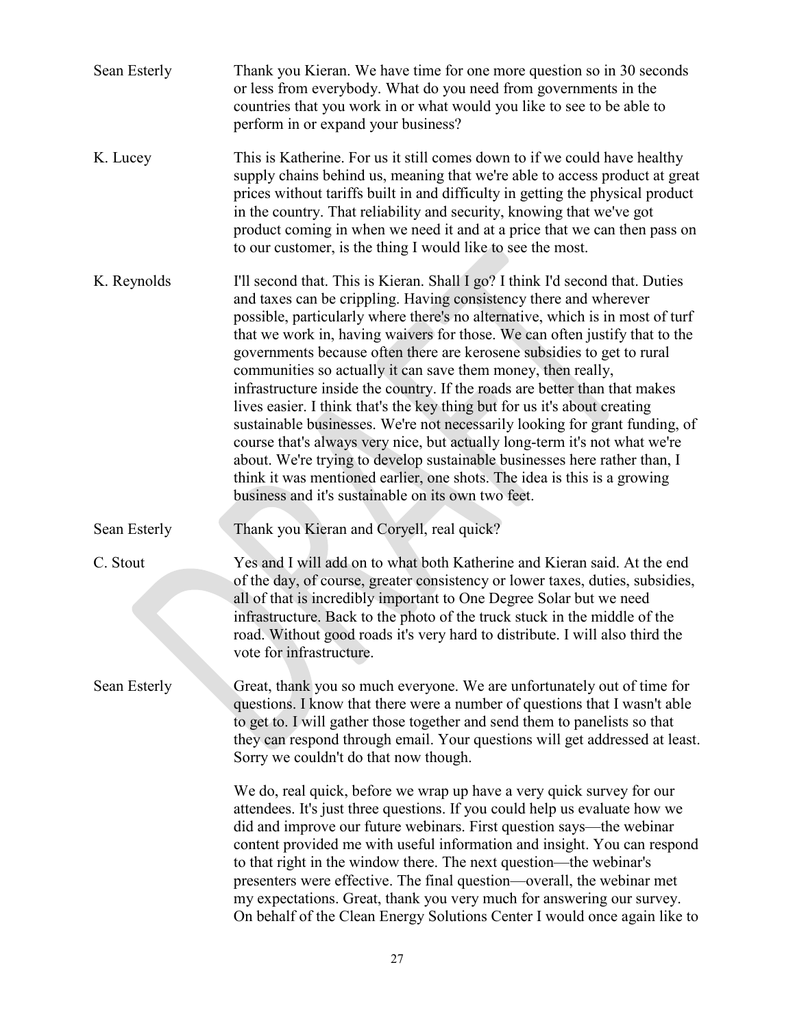Sean Esterly Thank you Kieran. We have time for one more question so in 30 seconds or less from everybody. What do you need from governments in the countries that you work in or what would you like to see to be able to perform in or expand your business?

K. Lucey This is Katherine. For us it still comes down to if we could have healthy supply chains behind us, meaning that we're able to access product at great prices without tariffs built in and difficulty in getting the physical product in the country. That reliability and security, knowing that we've got product coming in when we need it and at a price that we can then pass on to our customer, is the thing I would like to see the most.

K. Reynolds I'll second that. This is Kieran. Shall I go? I think I'd second that. Duties and taxes can be crippling. Having consistency there and wherever possible, particularly where there's no alternative, which is in most of turf that we work in, having waivers for those. We can often justify that to the governments because often there are kerosene subsidies to get to rural communities so actually it can save them money, then really, infrastructure inside the country. If the roads are better than that makes lives easier. I think that's the key thing but for us it's about creating sustainable businesses. We're not necessarily looking for grant funding, of course that's always very nice, but actually long-term it's not what we're about. We're trying to develop sustainable businesses here rather than, I think it was mentioned earlier, one shots. The idea is this is a growing business and it's sustainable on its own two feet.

Sean Esterly Thank you Kieran and Coryell, real quick?

C. Stout Yes and I will add on to what both Katherine and Kieran said. At the end of the day, of course, greater consistency or lower taxes, duties, subsidies, all of that is incredibly important to One Degree Solar but we need infrastructure. Back to the photo of the truck stuck in the middle of the road. Without good roads it's very hard to distribute. I will also third the vote for infrastructure.

Sean Esterly Great, thank you so much everyone. We are unfortunately out of time for questions. I know that there were a number of questions that I wasn't able to get to. I will gather those together and send them to panelists so that they can respond through email. Your questions will get addressed at least. Sorry we couldn't do that now though.

We do, real quick, before we wrap up have a very quick survey for our attendees. It's just three questions. If you could help us evaluate how we did and improve our future webinars. First question says—the webinar content provided me with useful information and insight. You can respond to that right in the window there. The next question—the webinar's presenters were effective. The final question—overall, the webinar met my expectations. Great, thank you very much for answering our survey. On behalf of the Clean Energy Solutions Center I would once again like to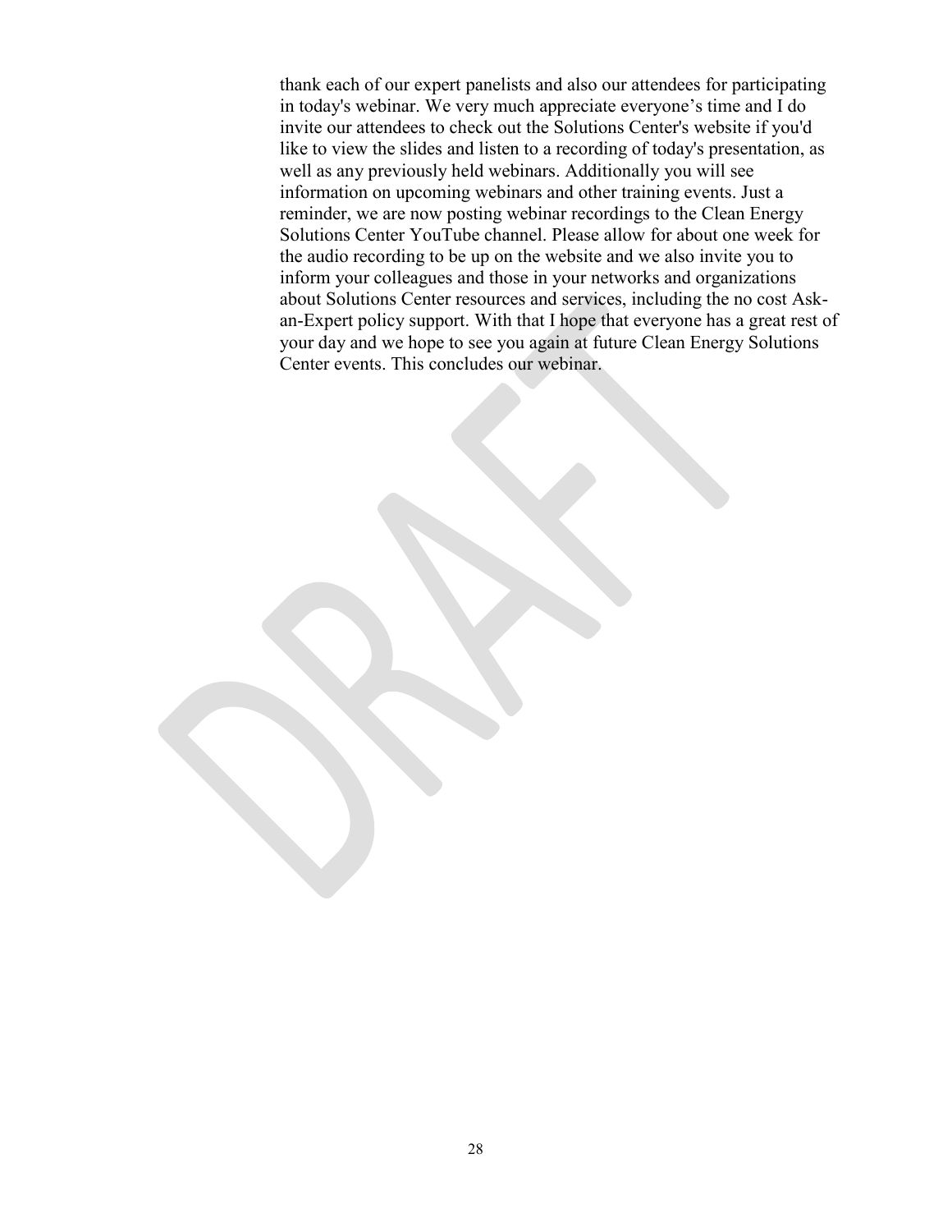thank each of our expert panelists and also our attendees for participating in today's webinar. We very much appreciate everyone's time and I do invite our attendees to check out the Solutions Center's website if you'd like to view the slides and listen to a recording of today's presentation, as well as any previously held webinars. Additionally you will see information on upcoming webinars and other training events. Just a reminder, we are now posting webinar recordings to the Clean Energy Solutions Center YouTube channel. Please allow for about one week for the audio recording to be up on the website and we also invite you to inform your colleagues and those in your networks and organizations about Solutions Center resources and services, including the no cost Ask-an-Expert policy support. With that I hope that everyone has a great rest of your day and we hope to see you again at future Clean Energy Solutions Center events. This concludes our webinar.